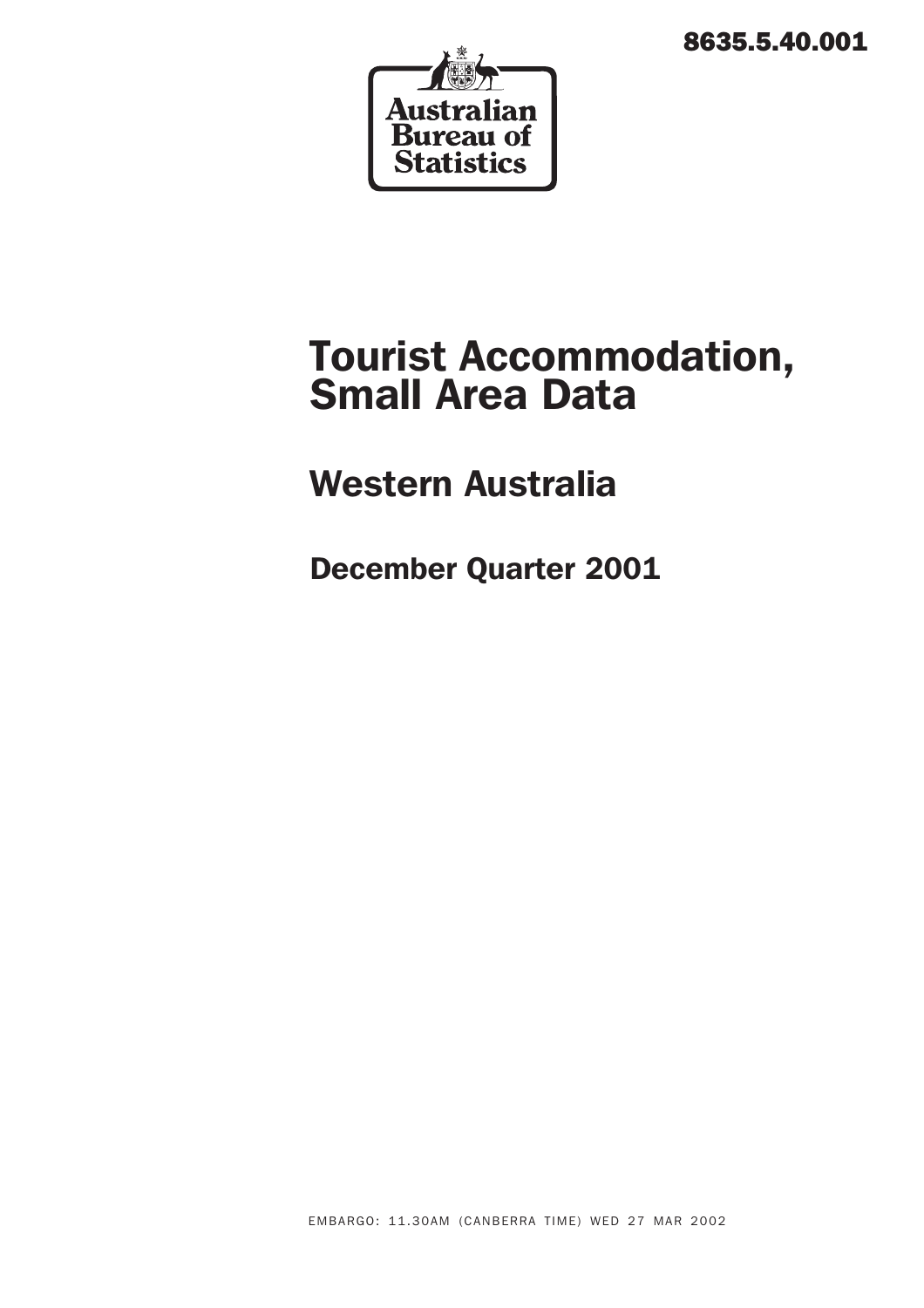8635.5.40.001

Australian Bureau of Statistics

# Tourist Accommodation, Small Area Data

## Western Australia

### December Quarter 2001

EMBARGO: 11.30AM (CANBERRA TIME) WED 27 MAR 2002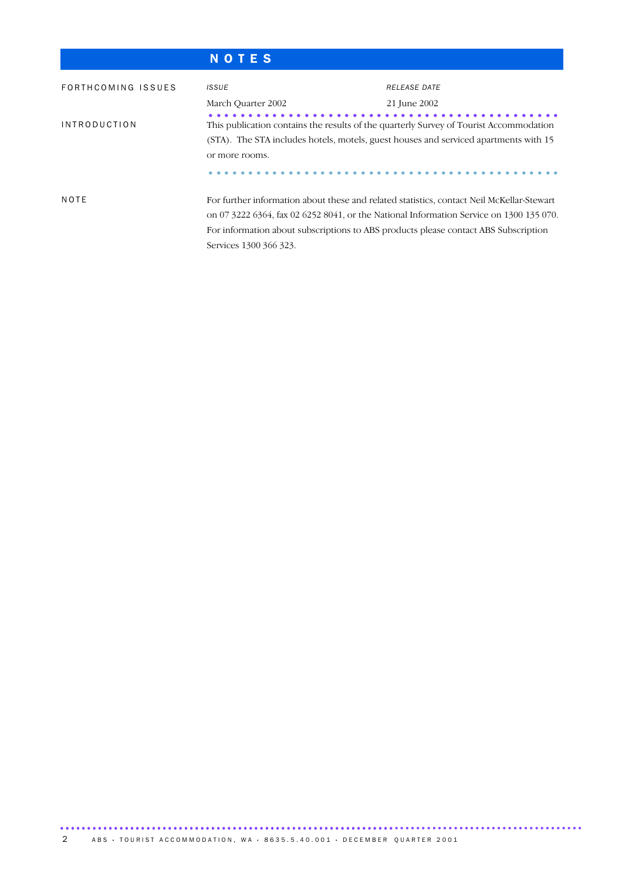# NOTES

## FORTHCOMING ISSUES

| *ISSUE* | *RELEASE DATE* |
| --- | --- |
| March Quarter 2002 | 21 June 2002 |

## INTRODUCTION

This publication contains the results of the quarterly Survey of Tourist Accommodation (STA). The STA includes hotels, motels, guest houses and serviced apartments with 15 or more rooms.

## NOTE

For further information about these and related statistics, contact Neil McKellar-Stewart on 07 3222 6364, fax 02 6252 8041, or the National Information Service on 1300 135 070. For information about subscriptions to ABS products please contact ABS Subscription Services 1300 366 323.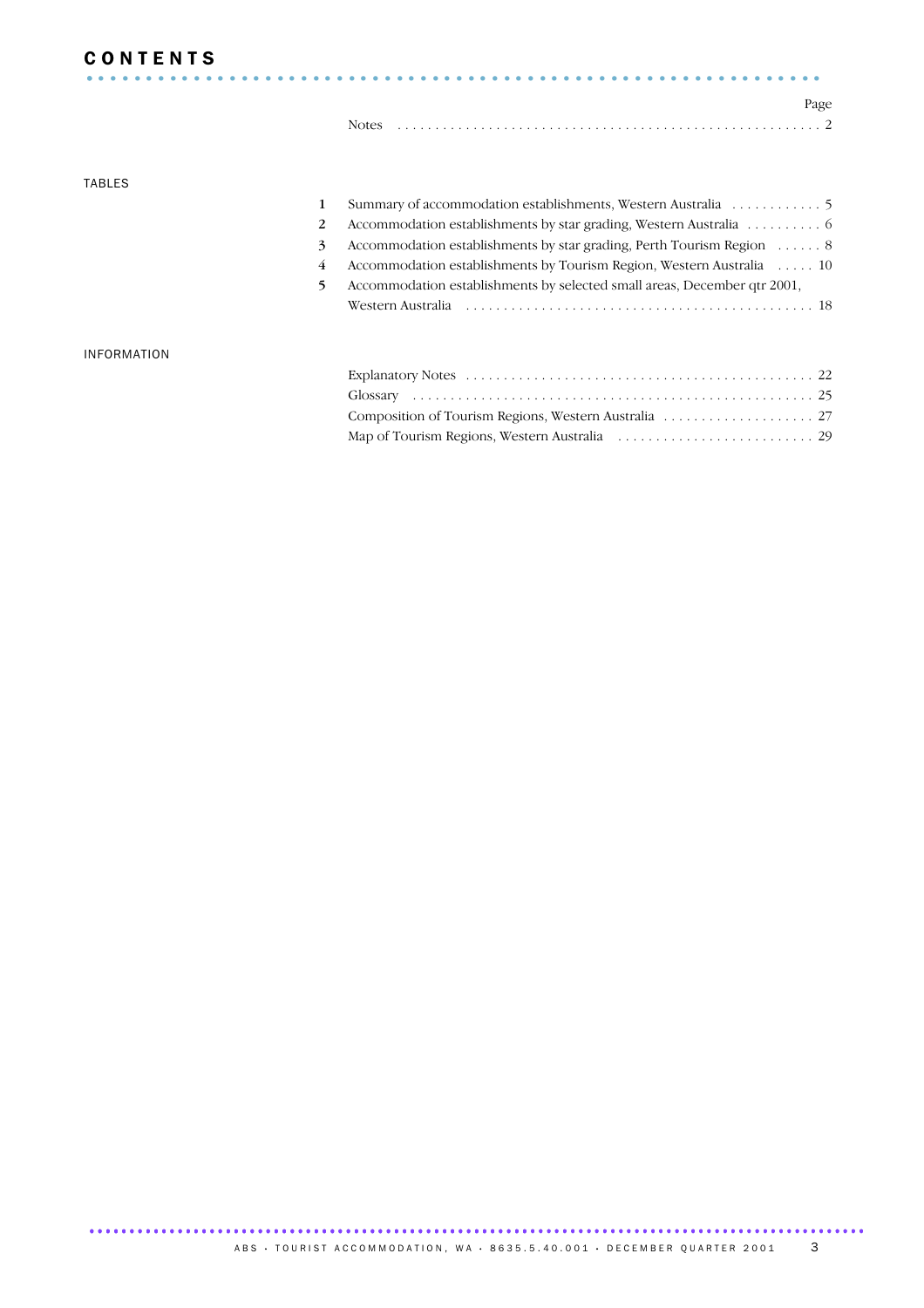# CONTENTS

| | | Page |
|---|---|---|
| | Notes | 2 |

## TABLES

| | | |
|---|---|---|
| 1 | Summary of accommodation establishments, Western Australia | 5 |
| 2 | Accommodation establishments by star grading, Western Australia | 6 |
| 3 | Accommodation establishments by star grading, Perth Tourism Region | 8 |
| 4 | Accommodation establishments by Tourism Region, Western Australia | 10 |
| 5 | Accommodation establishments by selected small areas, December qtr 2001, Western Australia | 18 |

## INFORMATION

| | |
|---|---|
| Explanatory Notes | 22 |
| Glossary | 25 |
| Composition of Tourism Regions, Western Australia | 27 |
| Map of Tourism Regions, Western Australia | 29 |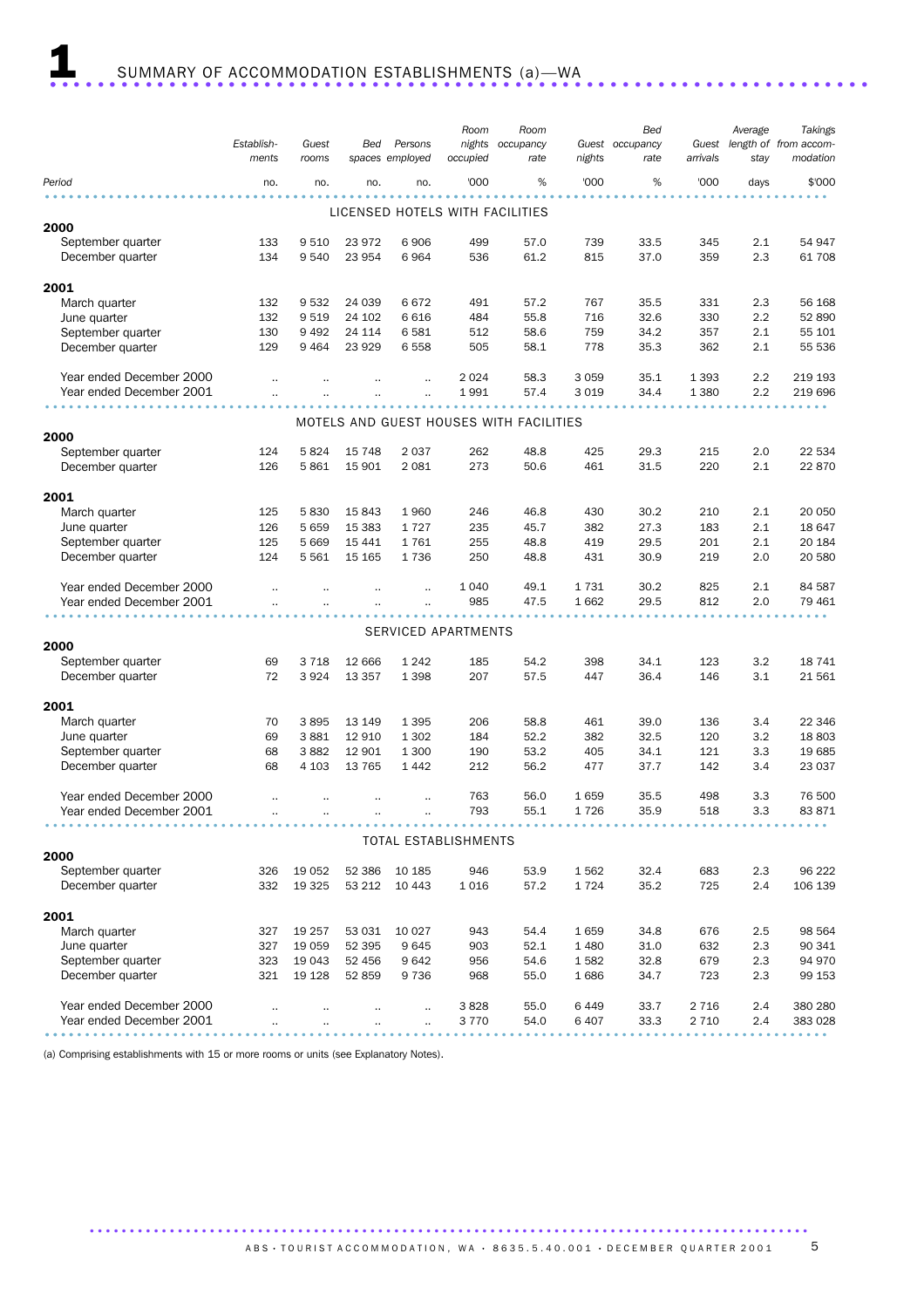# 1 SUMMARY OF ACCOMMODATION ESTABLISHMENTS (a)—WA

| Period | Establish-ments | Guest rooms | Bed spaces | Persons employed | Room nights occupied | Room occupancy rate | Guest nights | Bed occupancy rate | Guest arrivals | Average length of stay | Takings from accom-modation |
|---|---|---|---|---|---|---|---|---|---|---|---|
| | no. | no. | no. | no. | '000 | % | '000 | % | '000 | days | $'000 |
| **LICENSED HOTELS WITH FACILITIES** | | | | | | | | | | | |
| **2000** | | | | | | | | | | | |
| September quarter | 133 | 9 510 | 23 972 | 6 906 | 499 | 57.0 | 739 | 33.5 | 345 | 2.1 | 54 947 |
| December quarter | 134 | 9 540 | 23 954 | 6 964 | 536 | 61.2 | 815 | 37.0 | 359 | 2.3 | 61 708 |
| **2001** | | | | | | | | | | | |
| March quarter | 132 | 9 532 | 24 039 | 6 672 | 491 | 57.2 | 767 | 35.5 | 331 | 2.3 | 56 168 |
| June quarter | 132 | 9 519 | 24 102 | 6 616 | 484 | 55.8 | 716 | 32.6 | 330 | 2.2 | 52 890 |
| September quarter | 130 | 9 492 | 24 114 | 6 581 | 512 | 58.6 | 759 | 34.2 | 357 | 2.1 | 55 101 |
| December quarter | 129 | 9 464 | 23 929 | 6 558 | 505 | 58.1 | 778 | 35.3 | 362 | 2.1 | 55 536 |
| Year ended December 2000 | .. | .. | .. | .. | 2 024 | 58.3 | 3 059 | 35.1 | 1 393 | 2.2 | 219 193 |
| Year ended December 2001 | .. | .. | .. | .. | 1 991 | 57.4 | 3 019 | 34.4 | 1 380 | 2.2 | 219 696 |
| **MOTELS AND GUEST HOUSES WITH FACILITIES** | | | | | | | | | | | |
| **2000** | | | | | | | | | | | |
| September quarter | 124 | 5 824 | 15 748 | 2 037 | 262 | 48.8 | 425 | 29.3 | 215 | 2.0 | 22 534 |
| December quarter | 126 | 5 861 | 15 901 | 2 081 | 273 | 50.6 | 461 | 31.5 | 220 | 2.1 | 22 870 |
| **2001** | | | | | | | | | | | |
| March quarter | 125 | 5 830 | 15 843 | 1 960 | 246 | 46.8 | 430 | 30.2 | 210 | 2.1 | 20 050 |
| June quarter | 126 | 5 659 | 15 383 | 1 727 | 235 | 45.7 | 382 | 27.3 | 183 | 2.1 | 18 647 |
| September quarter | 125 | 5 669 | 15 441 | 1 761 | 255 | 48.8 | 419 | 29.5 | 201 | 2.1 | 20 184 |
| December quarter | 124 | 5 561 | 15 165 | 1 736 | 250 | 48.8 | 431 | 30.9 | 219 | 2.0 | 20 580 |
| Year ended December 2000 | .. | .. | .. | .. | 1 040 | 49.1 | 1 731 | 30.2 | 825 | 2.1 | 84 587 |
| Year ended December 2001 | .. | .. | .. | .. | 985 | 47.5 | 1 662 | 29.5 | 812 | 2.0 | 79 461 |
| **SERVICED APARTMENTS** | | | | | | | | | | | |
| **2000** | | | | | | | | | | | |
| September quarter | 69 | 3 718 | 12 666 | 1 242 | 185 | 54.2 | 398 | 34.1 | 123 | 3.2 | 18 741 |
| December quarter | 72 | 3 924 | 13 357 | 1 398 | 207 | 57.5 | 447 | 36.4 | 146 | 3.1 | 21 561 |
| **2001** | | | | | | | | | | | |
| March quarter | 70 | 3 895 | 13 149 | 1 395 | 206 | 58.8 | 461 | 39.0 | 136 | 3.4 | 22 346 |
| June quarter | 69 | 3 881 | 12 910 | 1 302 | 184 | 52.2 | 382 | 32.5 | 120 | 3.2 | 18 803 |
| September quarter | 68 | 3 882 | 12 901 | 1 300 | 190 | 53.2 | 405 | 34.1 | 121 | 3.3 | 19 685 |
| December quarter | 68 | 4 103 | 13 765 | 1 442 | 212 | 56.2 | 477 | 37.7 | 142 | 3.4 | 23 037 |
| Year ended December 2000 | .. | .. | .. | .. | 763 | 56.0 | 1 659 | 35.5 | 498 | 3.3 | 76 500 |
| Year ended December 2001 | .. | .. | .. | .. | 793 | 55.1 | 1 726 | 35.9 | 518 | 3.3 | 83 871 |
| **TOTAL ESTABLISHMENTS** | | | | | | | | | | | |
| **2000** | | | | | | | | | | | |
| September quarter | 326 | 19 052 | 52 386 | 10 185 | 946 | 53.9 | 1 562 | 32.4 | 683 | 2.3 | 96 222 |
| December quarter | 332 | 19 325 | 53 212 | 10 443 | 1 016 | 57.2 | 1 724 | 35.2 | 725 | 2.4 | 106 139 |
| **2001** | | | | | | | | | | | |
| March quarter | 327 | 19 257 | 53 031 | 10 027 | 943 | 54.4 | 1 659 | 34.8 | 676 | 2.5 | 98 564 |
| June quarter | 327 | 19 059 | 52 395 | 9 645 | 903 | 52.1 | 1 480 | 31.0 | 632 | 2.3 | 90 341 |
| September quarter | 323 | 19 043 | 52 456 | 9 642 | 956 | 54.6 | 1 582 | 32.8 | 679 | 2.3 | 94 970 |
| December quarter | 321 | 19 128 | 52 859 | 9 736 | 968 | 55.0 | 1 686 | 34.7 | 723 | 2.3 | 99 153 |
| Year ended December 2000 | .. | .. | .. | .. | 3 828 | 55.0 | 6 449 | 33.7 | 2 716 | 2.4 | 380 280 |
| Year ended December 2001 | .. | .. | .. | .. | 3 770 | 54.0 | 6 407 | 33.3 | 2 710 | 2.4 | 383 028 |

(a) Comprising establishments with 15 or more rooms or units (see Explanatory Notes).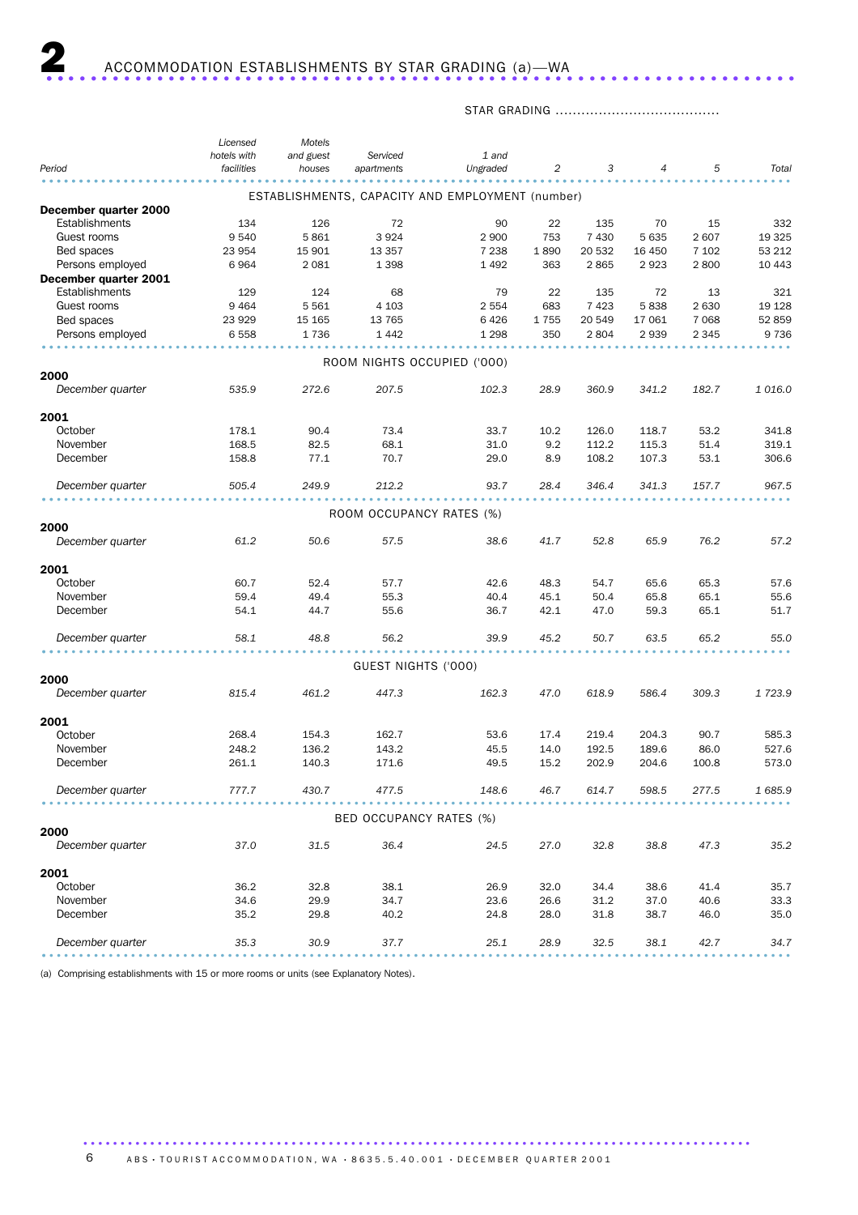# 2 ACCOMMODATION ESTABLISHMENTS BY STAR GRADING (a)—WA

| Period | Licensed hotels with facilities | Motels and guest houses | Serviced apartments | STAR GRADING 1 and Ungraded | 2 | 3 | 4 | 5 | Total |
|---|---|---|---|---|---|---|---|---|---|
| | | | **ESTABLISHMENTS, CAPACITY AND EMPLOYMENT (number)** | | | | | | |
| **December quarter 2000** | | | | | | | | | |
| Establishments | 134 | 126 | 72 | 90 | 22 | 135 | 70 | 15 | 332 |
| Guest rooms | 9 540 | 5 861 | 3 924 | 2 900 | 753 | 7 430 | 5 635 | 2 607 | 19 325 |
| Bed spaces | 23 954 | 15 901 | 13 357 | 7 238 | 1 890 | 20 532 | 16 450 | 7 102 | 53 212 |
| Persons employed | 6 964 | 2 081 | 1 398 | 1 492 | 363 | 2 865 | 2 923 | 2 800 | 10 443 |
| **December quarter 2001** | | | | | | | | | |
| Establishments | 129 | 124 | 68 | 79 | 22 | 135 | 72 | 13 | 321 |
| Guest rooms | 9 464 | 5 561 | 4 103 | 2 554 | 683 | 7 423 | 5 838 | 2 630 | 19 128 |
| Bed spaces | 23 929 | 15 165 | 13 765 | 6 426 | 1 755 | 20 549 | 17 061 | 7 068 | 52 859 |
| Persons employed | 6 558 | 1 736 | 1 442 | 1 298 | 350 | 2 804 | 2 939 | 2 345 | 9 736 |
| | | | **ROOM NIGHTS OCCUPIED ('000)** | | | | | | |
| **2000** | | | | | | | | | |
| *December quarter* | *535.9* | *272.6* | *207.5* | *102.3* | *28.9* | *360.9* | *341.2* | *182.7* | *1 016.0* |
| **2001** | | | | | | | | | |
| October | 178.1 | 90.4 | 73.4 | 33.7 | 10.2 | 126.0 | 118.7 | 53.2 | 341.8 |
| November | 168.5 | 82.5 | 68.1 | 31.0 | 9.2 | 112.2 | 115.3 | 51.4 | 319.1 |
| December | 158.8 | 77.1 | 70.7 | 29.0 | 8.9 | 108.2 | 107.3 | 53.1 | 306.6 |
| *December quarter* | *505.4* | *249.9* | *212.2* | *93.7* | *28.4* | *346.4* | *341.3* | *157.7* | *967.5* |
| | | | **ROOM OCCUPANCY RATES (%)** | | | | | | |
| **2000** | | | | | | | | | |
| *December quarter* | *61.2* | *50.6* | *57.5* | *38.6* | *41.7* | *52.8* | *65.9* | *76.2* | *57.2* |
| **2001** | | | | | | | | | |
| October | 60.7 | 52.4 | 57.7 | 42.6 | 48.3 | 54.7 | 65.6 | 65.3 | 57.6 |
| November | 59.4 | 49.4 | 55.3 | 40.4 | 45.1 | 50.4 | 65.8 | 65.1 | 55.6 |
| December | 54.1 | 44.7 | 55.6 | 36.7 | 42.1 | 47.0 | 59.3 | 65.1 | 51.7 |
| *December quarter* | *58.1* | *48.8* | *56.2* | *39.9* | *45.2* | *50.7* | *63.5* | *65.2* | *55.0* |
| | | | **GUEST NIGHTS ('000)** | | | | | | |
| **2000** | | | | | | | | | |
| *December quarter* | *815.4* | *461.2* | *447.3* | *162.3* | *47.0* | *618.9* | *586.4* | *309.3* | *1 723.9* |
| **2001** | | | | | | | | | |
| October | 268.4 | 154.3 | 162.7 | 53.6 | 17.4 | 219.4 | 204.3 | 90.7 | 585.3 |
| November | 248.2 | 136.2 | 143.2 | 45.5 | 14.0 | 192.5 | 189.6 | 86.0 | 527.6 |
| December | 261.1 | 140.3 | 171.6 | 49.5 | 15.2 | 202.9 | 204.6 | 100.8 | 573.0 |
| *December quarter* | *777.7* | *430.7* | *477.5* | *148.6* | *46.7* | *614.7* | *598.5* | *277.5* | *1 685.9* |
| | | | **BED OCCUPANCY RATES (%)** | | | | | | |
| **2000** | | | | | | | | | |
| *December quarter* | *37.0* | *31.5* | *36.4* | *24.5* | *27.0* | *32.8* | *38.8* | *47.3* | *35.2* |
| **2001** | | | | | | | | | |
| October | 36.2 | 32.8 | 38.1 | 26.9 | 32.0 | 34.4 | 38.6 | 41.4 | 35.7 |
| November | 34.6 | 29.9 | 34.7 | 23.6 | 26.6 | 31.2 | 37.0 | 40.6 | 33.3 |
| December | 35.2 | 29.8 | 40.2 | 24.8 | 28.0 | 31.8 | 38.7 | 46.0 | 35.0 |
| *December quarter* | *35.3* | *30.9* | *37.7* | *25.1* | *28.9* | *32.5* | *38.1* | *42.7* | *34.7* |

(a) Comprising establishments with 15 or more rooms or units (see Explanatory Notes).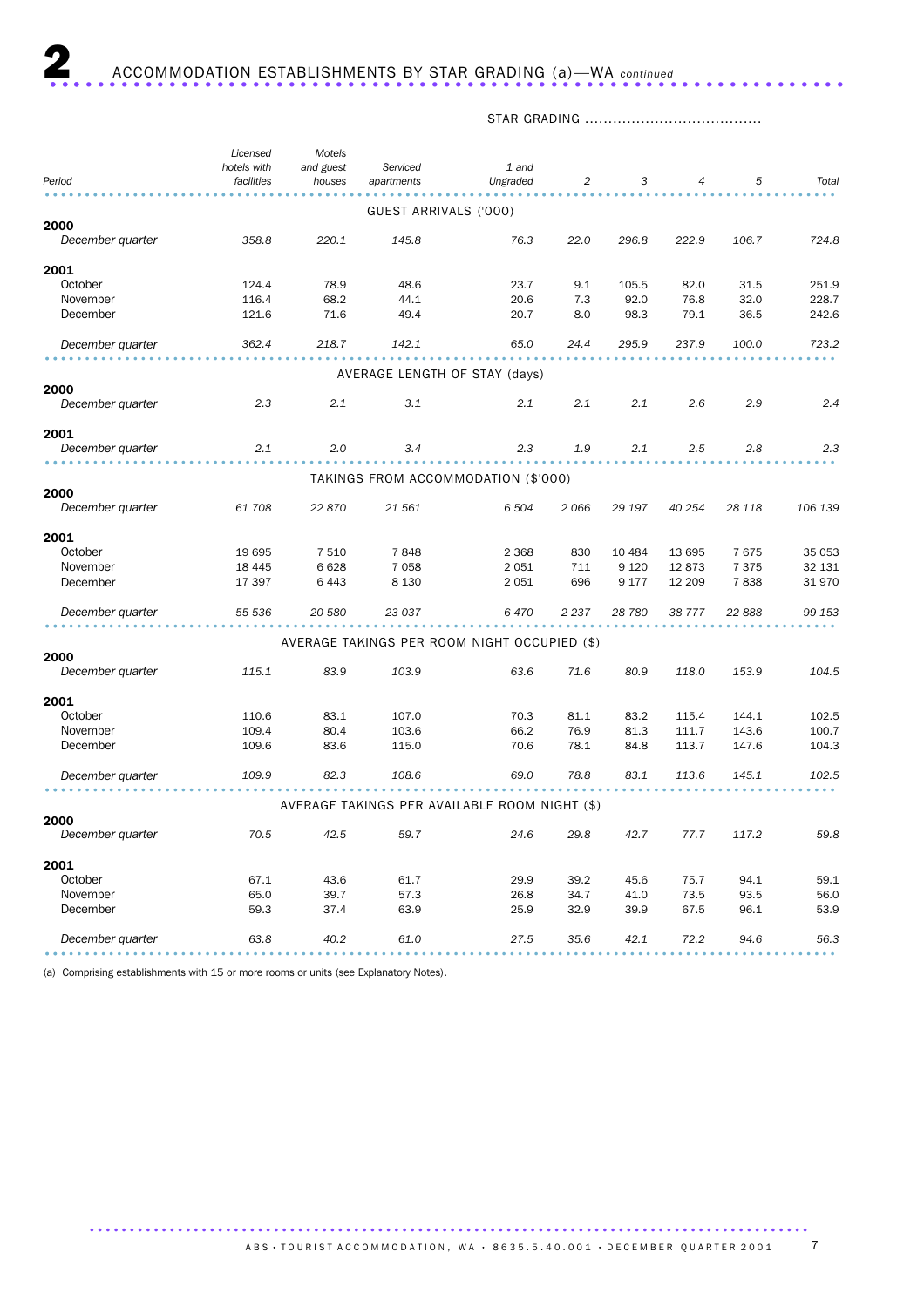## 2 ACCOMMODATION ESTABLISHMENTS BY STAR GRADING (a)—WA *continued*

| Period | Licensed hotels with facilities | Motels and guest houses | Serviced apartments | STAR GRADING 1 and Ungraded | 2 | 3 | 4 | 5 | Total |
|---|---|---|---|---|---|---|---|---|---|
| **GUEST ARRIVALS ('000)** | | | | | | | | | |
| **2000** | | | | | | | | | |
| *December quarter* | *358.8* | *220.1* | *145.8* | *76.3* | *22.0* | *296.8* | *222.9* | *106.7* | *724.8* |
| **2001** | | | | | | | | | |
| October | 124.4 | 78.9 | 48.6 | 23.7 | 9.1 | 105.5 | 82.0 | 31.5 | 251.9 |
| November | 116.4 | 68.2 | 44.1 | 20.6 | 7.3 | 92.0 | 76.8 | 32.0 | 228.7 |
| December | 121.6 | 71.6 | 49.4 | 20.7 | 8.0 | 98.3 | 79.1 | 36.5 | 242.6 |
| *December quarter* | *362.4* | *218.7* | *142.1* | *65.0* | *24.4* | *295.9* | *237.9* | *100.0* | *723.2* |
| **AVERAGE LENGTH OF STAY (days)** | | | | | | | | | |
| **2000** | | | | | | | | | |
| *December quarter* | *2.3* | *2.1* | *3.1* | *2.1* | *2.1* | *2.1* | *2.6* | *2.9* | *2.4* |
| **2001** | | | | | | | | | |
| *December quarter* | *2.1* | *2.0* | *3.4* | *2.3* | *1.9* | *2.1* | *2.5* | *2.8* | *2.3* |
| **TAKINGS FROM ACCOMMODATION ($'000)** | | | | | | | | | |
| **2000** | | | | | | | | | |
| *December quarter* | *61 708* | *22 870* | *21 561* | *6 504* | *2 066* | *29 197* | *40 254* | *28 118* | *106 139* |
| **2001** | | | | | | | | | |
| October | 19 695 | 7 510 | 7 848 | 2 368 | 830 | 10 484 | 13 695 | 7 675 | 35 053 |
| November | 18 445 | 6 628 | 7 058 | 2 051 | 711 | 9 120 | 12 873 | 7 375 | 32 131 |
| December | 17 397 | 6 443 | 8 130 | 2 051 | 696 | 9 177 | 12 209 | 7 838 | 31 970 |
| *December quarter* | *55 536* | *20 580* | *23 037* | *6 470* | *2 237* | *28 780* | *38 777* | *22 888* | *99 153* |
| **AVERAGE TAKINGS PER ROOM NIGHT OCCUPIED ($)** | | | | | | | | | |
| **2000** | | | | | | | | | |
| *December quarter* | *115.1* | *83.9* | *103.9* | *63.6* | *71.6* | *80.9* | *118.0* | *153.9* | *104.5* |
| **2001** | | | | | | | | | |
| October | 110.6 | 83.1 | 107.0 | 70.3 | 81.1 | 83.2 | 115.4 | 144.1 | 102.5 |
| November | 109.4 | 80.4 | 103.6 | 66.2 | 76.9 | 81.3 | 111.7 | 143.6 | 100.7 |
| December | 109.6 | 83.6 | 115.0 | 70.6 | 78.1 | 84.8 | 113.7 | 147.6 | 104.3 |
| *December quarter* | *109.9* | *82.3* | *108.6* | *69.0* | *78.8* | *83.1* | *113.6* | *145.1* | *102.5* |
| **AVERAGE TAKINGS PER AVAILABLE ROOM NIGHT ($)** | | | | | | | | | |
| **2000** | | | | | | | | | |
| *December quarter* | *70.5* | *42.5* | *59.7* | *24.6* | *29.8* | *42.7* | *77.7* | *117.2* | *59.8* |
| **2001** | | | | | | | | | |
| October | 67.1 | 43.6 | 61.7 | 29.9 | 39.2 | 45.6 | 75.7 | 94.1 | 59.1 |
| November | 65.0 | 39.7 | 57.3 | 26.8 | 34.7 | 41.0 | 73.5 | 93.5 | 56.0 |
| December | 59.3 | 37.4 | 63.9 | 25.9 | 32.9 | 39.9 | 67.5 | 96.1 | 53.9 |
| *December quarter* | *63.8* | *40.2* | *61.0* | *27.5* | *35.6* | *42.1* | *72.2* | *94.6* | *56.3* |

(a) Comprising establishments with 15 or more rooms or units (see Explanatory Notes).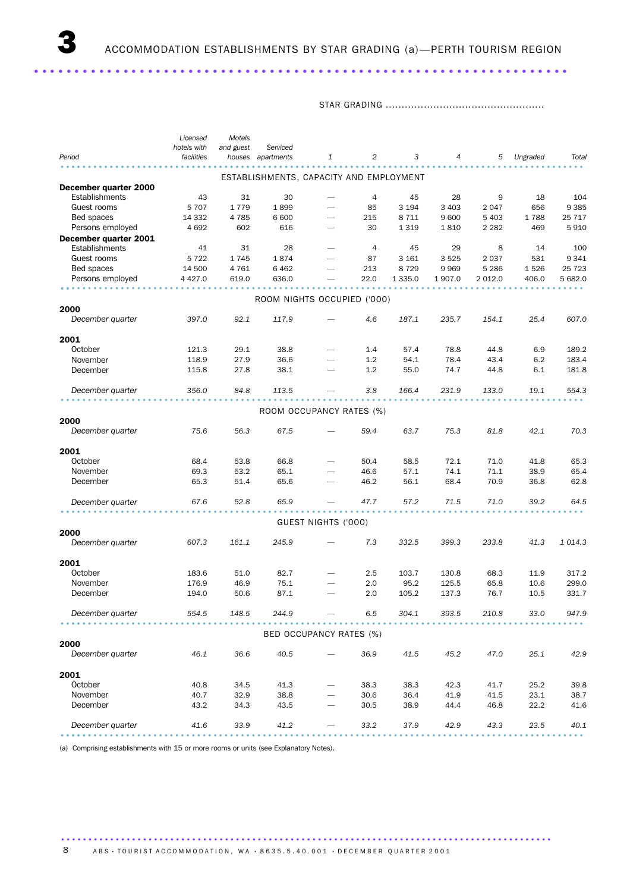# 3 ACCOMMODATION ESTABLISHMENTS BY STAR GRADING (a)—PERTH TOURISM REGION

| Period | Licensed hotels with facilities | Motels and guest houses | Serviced apartments | STAR GRADING 1 | 2 | 3 | 4 | 5 | Ungraded | Total |
|---|---|---|---|---|---|---|---|---|---|---|
| **ESTABLISHMENTS, CAPACITY AND EMPLOYMENT** | | | | | | | | | | |
| **December quarter 2000** | | | | | | | | | | |
| Establishments | 43 | 31 | 30 | — | 4 | 45 | 28 | 9 | 18 | 104 |
| Guest rooms | 5 707 | 1 779 | 1 899 | — | 85 | 3 194 | 3 403 | 2 047 | 656 | 9 385 |
| Bed spaces | 14 332 | 4 785 | 6 600 | — | 215 | 8 711 | 9 600 | 5 403 | 1 788 | 25 717 |
| Persons employed | 4 692 | 602 | 616 | — | 30 | 1 319 | 1 810 | 2 282 | 469 | 5 910 |
| **December quarter 2001** | | | | | | | | | | |
| Establishments | 41 | 31 | 28 | — | 4 | 45 | 29 | 8 | 14 | 100 |
| Guest rooms | 5 722 | 1 745 | 1 874 | — | 87 | 3 161 | 3 525 | 2 037 | 531 | 9 341 |
| Bed spaces | 14 500 | 4 761 | 6 462 | — | 213 | 8 729 | 9 969 | 5 286 | 1 526 | 25 723 |
| Persons employed | 4 427.0 | 619.0 | 636.0 | — | 22.0 | 1 335.0 | 1 907.0 | 2 012.0 | 406.0 | 5 682.0 |
| **ROOM NIGHTS OCCUPIED ('000)** | | | | | | | | | | |
| **2000** | | | | | | | | | | |
| *December quarter* | *397.0* | *92.1* | *117.9* | — | *4.6* | *187.1* | *235.7* | *154.1* | *25.4* | *607.0* |
| **2001** | | | | | | | | | | |
| October | 121.3 | 29.1 | 38.8 | — | 1.4 | 57.4 | 78.8 | 44.8 | 6.9 | 189.2 |
| November | 118.9 | 27.9 | 36.6 | — | 1.2 | 54.1 | 78.4 | 43.4 | 6.2 | 183.4 |
| December | 115.8 | 27.8 | 38.1 | — | 1.2 | 55.0 | 74.7 | 44.8 | 6.1 | 181.8 |
| *December quarter* | *356.0* | *84.8* | *113.5* | — | *3.8* | *166.4* | *231.9* | *133.0* | *19.1* | *554.3* |
| **ROOM OCCUPANCY RATES (%)** | | | | | | | | | | |
| **2000** | | | | | | | | | | |
| *December quarter* | *75.6* | *56.3* | *67.5* | — | *59.4* | *63.7* | *75.3* | *81.8* | *42.1* | *70.3* |
| **2001** | | | | | | | | | | |
| October | 68.4 | 53.8 | 66.8 | — | 50.4 | 58.5 | 72.1 | 71.0 | 41.8 | 65.3 |
| November | 69.3 | 53.2 | 65.1 | — | 46.6 | 57.1 | 74.1 | 71.1 | 38.9 | 65.4 |
| December | 65.3 | 51.4 | 65.6 | — | 46.2 | 56.1 | 68.4 | 70.9 | 36.8 | 62.8 |
| *December quarter* | *67.6* | *52.8* | *65.9* | — | *47.7* | *57.2* | *71.5* | *71.0* | *39.2* | *64.5* |
| **GUEST NIGHTS ('000)** | | | | | | | | | | |
| **2000** | | | | | | | | | | |
| *December quarter* | *607.3* | *161.1* | *245.9* | — | *7.3* | *332.5* | *399.3* | *233.8* | *41.3* | *1 014.3* |
| **2001** | | | | | | | | | | |
| October | 183.6 | 51.0 | 82.7 | — | 2.5 | 103.7 | 130.8 | 68.3 | 11.9 | 317.2 |
| November | 176.9 | 46.9 | 75.1 | — | 2.0 | 95.2 | 125.5 | 65.8 | 10.6 | 299.0 |
| December | 194.0 | 50.6 | 87.1 | — | 2.0 | 105.2 | 137.3 | 76.7 | 10.5 | 331.7 |
| *December quarter* | *554.5* | *148.5* | *244.9* | — | *6.5* | *304.1* | *393.5* | *210.8* | *33.0* | *947.9* |
| **BED OCCUPANCY RATES (%)** | | | | | | | | | | |
| **2000** | | | | | | | | | | |
| *December quarter* | *46.1* | *36.6* | *40.5* | — | *36.9* | *41.5* | *45.2* | *47.0* | *25.1* | *42.9* |
| **2001** | | | | | | | | | | |
| October | 40.8 | 34.5 | 41.3 | — | 38.3 | 38.3 | 42.3 | 41.7 | 25.2 | 39.8 |
| November | 40.7 | 32.9 | 38.8 | — | 30.6 | 36.4 | 41.9 | 41.5 | 23.1 | 38.7 |
| December | 43.2 | 34.3 | 43.5 | — | 30.5 | 38.9 | 44.4 | 46.8 | 22.2 | 41.6 |
| *December quarter* | *41.6* | *33.9* | *41.2* | — | *33.2* | *37.9* | *42.9* | *43.3* | *23.5* | *40.1* |

(a) Comprising establishments with 15 or more rooms or units (see Explanatory Notes).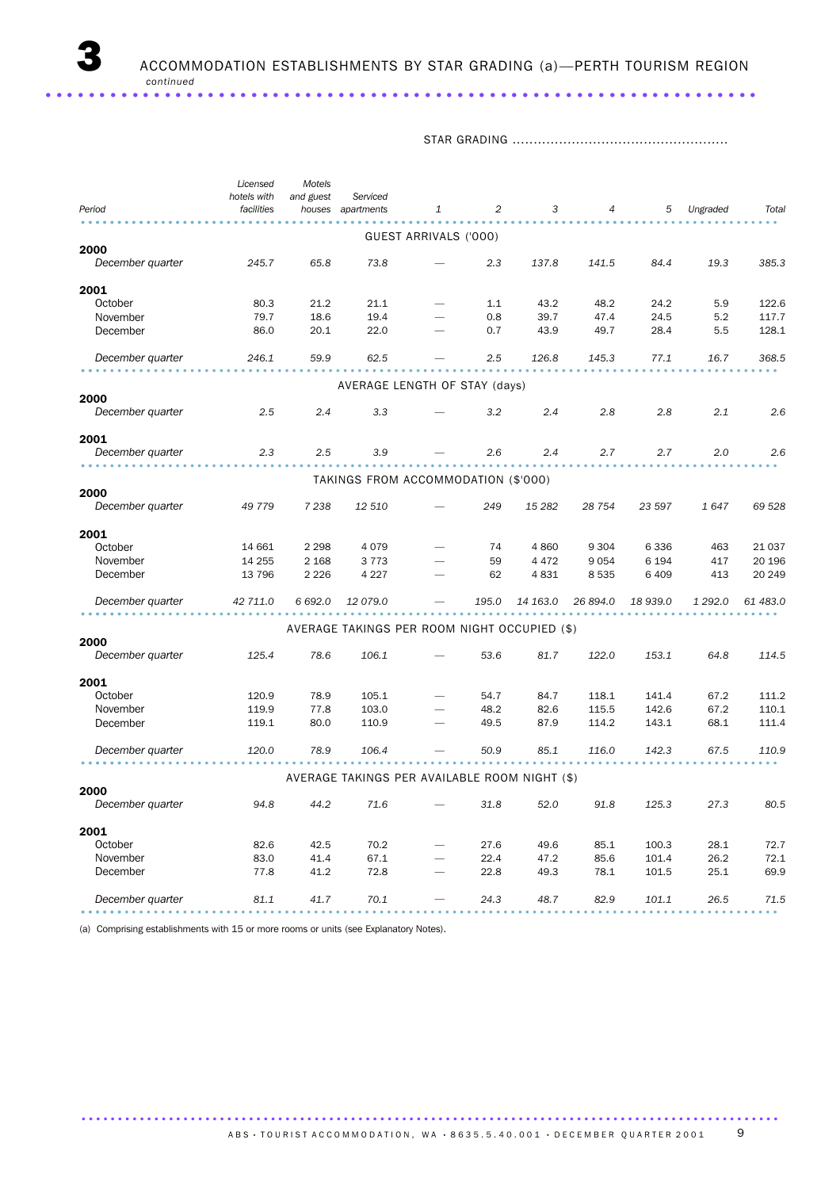# 3 ACCOMMODATION ESTABLISHMENTS BY STAR GRADING (a)—PERTH TOURISM REGION *continued*

| Period | Licensed hotels with facilities | Motels and guest houses | Serviced apartments | 1 | 2 | 3 | 4 | 5 | Ungraded | Total |
|---|---|---|---|---|---|---|---|---|---|---|
| | | | | STAR GRADING | | | | | | |
| | | | | **GUEST ARRIVALS ('000)** | | | | | | |
| **2000** | | | | | | | | | | |
| *December quarter* | *245.7* | *65.8* | *73.8* | — | *2.3* | *137.8* | *141.5* | *84.4* | *19.3* | *385.3* |
| **2001** | | | | | | | | | | |
| October | 80.3 | 21.2 | 21.1 | — | 1.1 | 43.2 | 48.2 | 24.2 | 5.9 | 122.6 |
| November | 79.7 | 18.6 | 19.4 | — | 0.8 | 39.7 | 47.4 | 24.5 | 5.2 | 117.7 |
| December | 86.0 | 20.1 | 22.0 | — | 0.7 | 43.9 | 49.7 | 28.4 | 5.5 | 128.1 |
| *December quarter* | *246.1* | *59.9* | *62.5* | — | *2.5* | *126.8* | *145.3* | *77.1* | *16.7* | *368.5* |
| | | | | **AVERAGE LENGTH OF STAY (days)** | | | | | | |
| **2000** | | | | | | | | | | |
| *December quarter* | *2.5* | *2.4* | *3.3* | — | *3.2* | *2.4* | *2.8* | *2.8* | *2.1* | *2.6* |
| **2001** | | | | | | | | | | |
| *December quarter* | *2.3* | *2.5* | *3.9* | — | *2.6* | *2.4* | *2.7* | *2.7* | *2.0* | *2.6* |
| | | | | **TAKINGS FROM ACCOMMODATION ($'000)** | | | | | | |
| **2000** | | | | | | | | | | |
| *December quarter* | *49 779* | *7 238* | *12 510* | — | *249* | *15 282* | *28 754* | *23 597* | *1 647* | *69 528* |
| **2001** | | | | | | | | | | |
| October | 14 661 | 2 298 | 4 079 | — | 74 | 4 860 | 9 304 | 6 336 | 463 | 21 037 |
| November | 14 255 | 2 168 | 3 773 | — | 59 | 4 472 | 9 054 | 6 194 | 417 | 20 196 |
| December | 13 796 | 2 226 | 4 227 | — | 62 | 4 831 | 8 535 | 6 409 | 413 | 20 249 |
| *December quarter* | *42 711.0* | *6 692.0* | *12 079.0* | — | *195.0* | *14 163.0* | *26 894.0* | *18 939.0* | *1 292.0* | *61 483.0* |
| | | | | **AVERAGE TAKINGS PER ROOM NIGHT OCCUPIED ($)** | | | | | | |
| **2000** | | | | | | | | | | |
| *December quarter* | *125.4* | *78.6* | *106.1* | — | *53.6* | *81.7* | *122.0* | *153.1* | *64.8* | *114.5* |
| **2001** | | | | | | | | | | |
| October | 120.9 | 78.9 | 105.1 | — | 54.7 | 84.7 | 118.1 | 141.4 | 67.2 | 111.2 |
| November | 119.9 | 77.8 | 103.0 | — | 48.2 | 82.6 | 115.5 | 142.6 | 67.2 | 110.1 |
| December | 119.1 | 80.0 | 110.9 | — | 49.5 | 87.9 | 114.2 | 143.1 | 68.1 | 111.4 |
| *December quarter* | *120.0* | *78.9* | *106.4* | — | *50.9* | *85.1* | *116.0* | *142.3* | *67.5* | *110.9* |
| | | | | **AVERAGE TAKINGS PER AVAILABLE ROOM NIGHT ($)** | | | | | | |
| **2000** | | | | | | | | | | |
| *December quarter* | *94.8* | *44.2* | *71.6* | — | *31.8* | *52.0* | *91.8* | *125.3* | *27.3* | *80.5* |
| **2001** | | | | | | | | | | |
| October | 82.6 | 42.5 | 70.2 | — | 27.6 | 49.6 | 85.1 | 100.3 | 28.1 | 72.7 |
| November | 83.0 | 41.4 | 67.1 | — | 22.4 | 47.2 | 85.6 | 101.4 | 26.2 | 72.1 |
| December | 77.8 | 41.2 | 72.8 | — | 22.8 | 49.3 | 78.1 | 101.5 | 25.1 | 69.9 |
| *December quarter* | *81.1* | *41.7* | *70.1* | — | *24.3* | *48.7* | *82.9* | *101.1* | *26.5* | *71.5* |

(a) Comprising establishments with 15 or more rooms or units (see Explanatory Notes).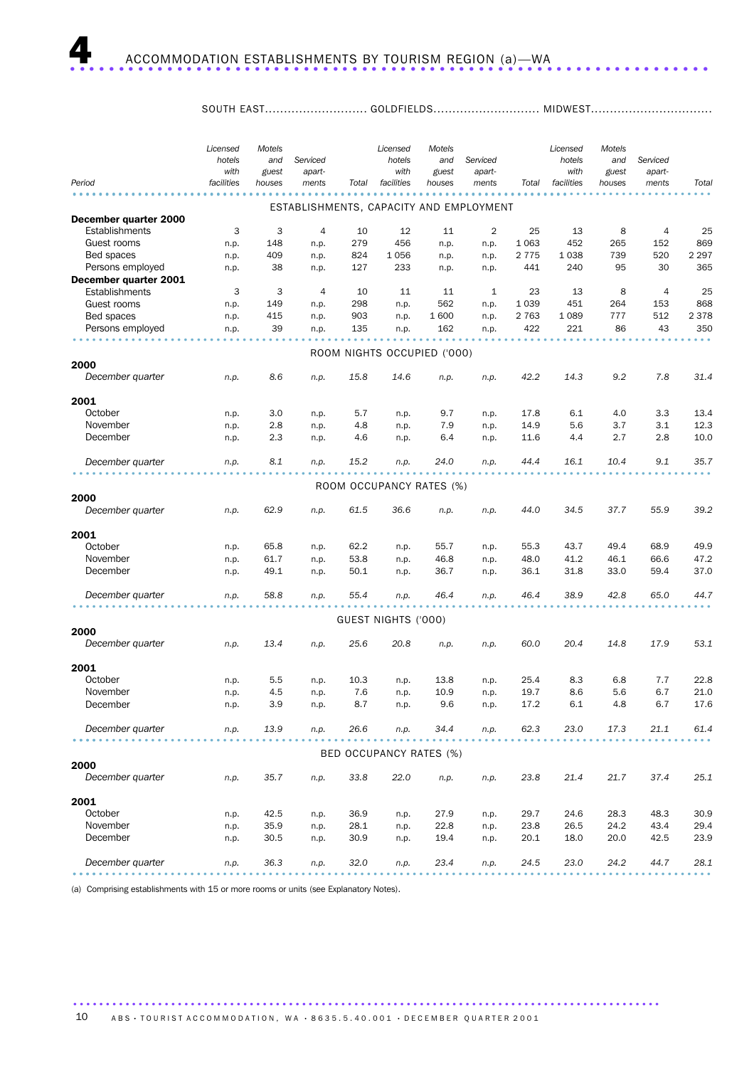# 4 ACCOMMODATION ESTABLISHMENTS BY TOURISM REGION (a)—WA

| Period | SOUTH EAST | | | | GOLDFIELDS | | | | MIDWEST | | | |
|---|---|---|---|---|---|---|---|---|---|---|---|---|
| | *Licensed hotels with facilities* | *Motels and guest houses* | *Serviced apart-ments* | *Total* | *Licensed hotels with facilities* | *Motels and guest houses* | *Serviced apart-ments* | *Total* | *Licensed hotels with facilities* | *Motels and guest houses* | *Serviced apart-ments* | *Total* |
| | | | | | ESTABLISHMENTS, CAPACITY AND EMPLOYMENT | | | | | | | |
| **December quarter 2000** | | | | | | | | | | | | |
| Establishments | 3 | 3 | 4 | 10 | 12 | 11 | 2 | 25 | 13 | 8 | 4 | 25 |
| Guest rooms | n.p. | 148 | n.p. | 279 | 456 | n.p. | n.p. | 1 063 | 452 | 265 | 152 | 869 |
| Bed spaces | n.p. | 409 | n.p. | 824 | 1 056 | n.p. | n.p. | 2 775 | 1 038 | 739 | 520 | 2 297 |
| Persons employed | n.p. | 38 | n.p. | 127 | 233 | n.p. | n.p. | 441 | 240 | 95 | 30 | 365 |
| **December quarter 2001** | | | | | | | | | | | | |
| Establishments | 3 | 3 | 4 | 10 | 11 | 11 | 1 | 23 | 13 | 8 | 4 | 25 |
| Guest rooms | n.p. | 149 | n.p. | 298 | n.p. | 562 | n.p. | 1 039 | 451 | 264 | 153 | 868 |
| Bed spaces | n.p. | 415 | n.p. | 903 | n.p. | 1 600 | n.p. | 2 763 | 1 089 | 777 | 512 | 2 378 |
| Persons employed | n.p. | 39 | n.p. | 135 | n.p. | 162 | n.p. | 422 | 221 | 86 | 43 | 350 |
| | | | | | ROOM NIGHTS OCCUPIED ('000) | | | | | | | |
| **2000** | | | | | | | | | | | | |
| *December quarter* | *n.p.* | *8.6* | *n.p.* | *15.8* | *14.6* | *n.p.* | *n.p.* | *42.2* | *14.3* | *9.2* | *7.8* | *31.4* |
| **2001** | | | | | | | | | | | | |
| October | n.p. | 3.0 | n.p. | 5.7 | n.p. | 9.7 | n.p. | 17.8 | 6.1 | 4.0 | 3.3 | 13.4 |
| November | n.p. | 2.8 | n.p. | 4.8 | n.p. | 7.9 | n.p. | 14.9 | 5.6 | 3.7 | 3.1 | 12.3 |
| December | n.p. | 2.3 | n.p. | 4.6 | n.p. | 6.4 | n.p. | 11.6 | 4.4 | 2.7 | 2.8 | 10.0 |
| *December quarter* | *n.p.* | *8.1* | *n.p.* | *15.2* | *n.p.* | *24.0* | *n.p.* | *44.4* | *16.1* | *10.4* | *9.1* | *35.7* |
| | | | | | ROOM OCCUPANCY RATES (%) | | | | | | | |
| **2000** | | | | | | | | | | | | |
| *December quarter* | *n.p.* | *62.9* | *n.p.* | *61.5* | *36.6* | *n.p.* | *n.p.* | *44.0* | *34.5* | *37.7* | *55.9* | *39.2* |
| **2001** | | | | | | | | | | | | |
| October | n.p. | 65.8 | n.p. | 62.2 | n.p. | 55.7 | n.p. | 55.3 | 43.7 | 49.4 | 68.9 | 49.9 |
| November | n.p. | 61.7 | n.p. | 53.8 | n.p. | 46.8 | n.p. | 48.0 | 41.2 | 46.1 | 66.6 | 47.2 |
| December | n.p. | 49.1 | n.p. | 50.1 | n.p. | 36.7 | n.p. | 36.1 | 31.8 | 33.0 | 59.4 | 37.0 |
| *December quarter* | *n.p.* | *58.8* | *n.p.* | *55.4* | *n.p.* | *46.4* | *n.p.* | *46.4* | *38.9* | *42.8* | *65.0* | *44.7* |
| | | | | | GUEST NIGHTS ('000) | | | | | | | |
| **2000** | | | | | | | | | | | | |
| *December quarter* | *n.p.* | *13.4* | *n.p.* | *25.6* | *20.8* | *n.p.* | *n.p.* | *60.0* | *20.4* | *14.8* | *17.9* | *53.1* |
| **2001** | | | | | | | | | | | | |
| October | n.p. | 5.5 | n.p. | 10.3 | n.p. | 13.8 | n.p. | 25.4 | 8.3 | 6.8 | 7.7 | 22.8 |
| November | n.p. | 4.5 | n.p. | 7.6 | n.p. | 10.9 | n.p. | 19.7 | 8.6 | 5.6 | 6.7 | 21.0 |
| December | n.p. | 3.9 | n.p. | 8.7 | n.p. | 9.6 | n.p. | 17.2 | 6.1 | 4.8 | 6.7 | 17.6 |
| *December quarter* | *n.p.* | *13.9* | *n.p.* | *26.6* | *n.p.* | *34.4* | *n.p.* | *62.3* | *23.0* | *17.3* | *21.1* | *61.4* |
| | | | | | BED OCCUPANCY RATES (%) | | | | | | | |
| **2000** | | | | | | | | | | | | |
| *December quarter* | *n.p.* | *35.7* | *n.p.* | *33.8* | *22.0* | *n.p.* | *n.p.* | *23.8* | *21.4* | *21.7* | *37.4* | *25.1* |
| **2001** | | | | | | | | | | | | |
| October | n.p. | 42.5 | n.p. | 36.9 | n.p. | 27.9 | n.p. | 29.7 | 24.6 | 28.3 | 48.3 | 30.9 |
| November | n.p. | 35.9 | n.p. | 28.1 | n.p. | 22.8 | n.p. | 23.8 | 26.5 | 24.2 | 43.4 | 29.4 |
| December | n.p. | 30.5 | n.p. | 30.9 | n.p. | 19.4 | n.p. | 20.1 | 18.0 | 20.0 | 42.5 | 23.9 |
| *December quarter* | *n.p.* | *36.3* | *n.p.* | *32.0* | *n.p.* | *23.4* | *n.p.* | *24.5* | *23.0* | *24.2* | *44.7* | *28.1* |

(a) Comprising establishments with 15 or more rooms or units (see Explanatory Notes).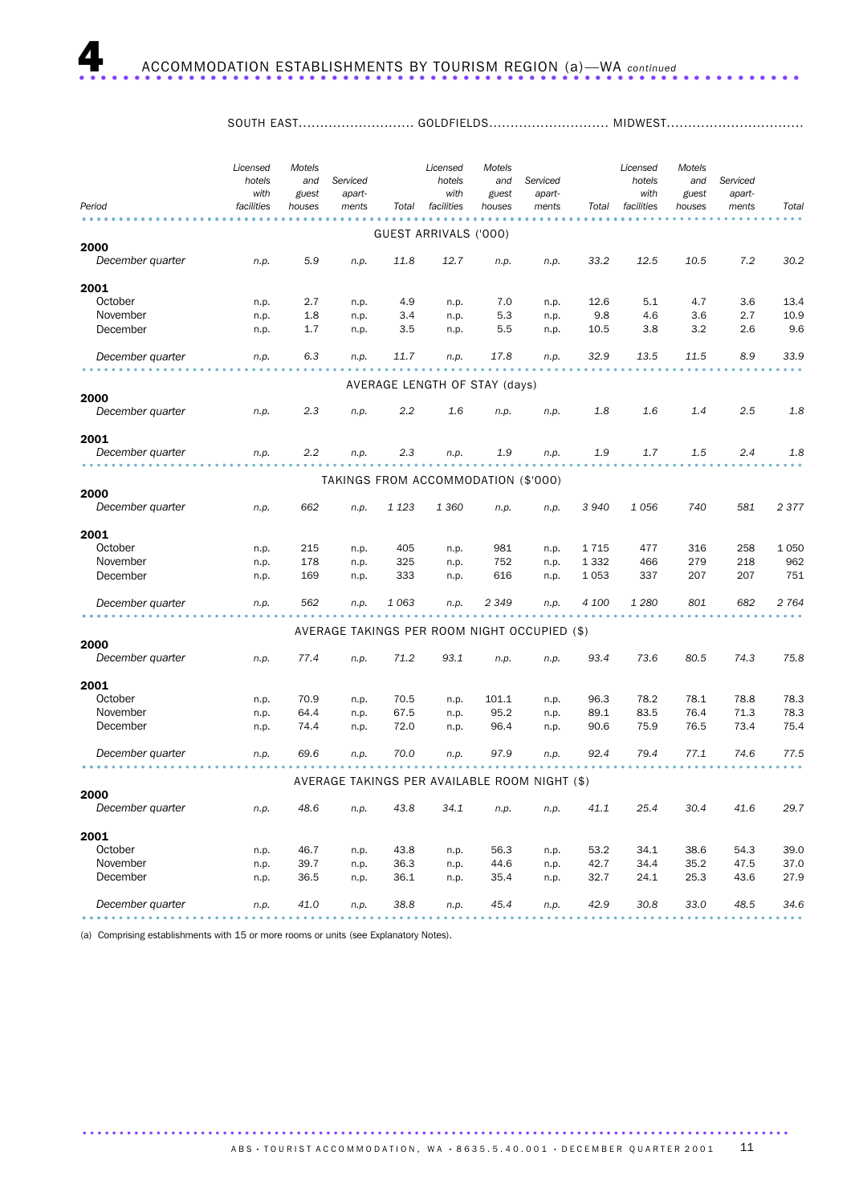# 4 ACCOMMODATION ESTABLISHMENTS BY TOURISM REGION (a)—WA *continued*

| Period | SOUTH EAST | | | | GOLDFIELDS | | | | MIDWEST | | | |
|---|---|---|---|---|---|---|---|---|---|---|---|---|
| | Licensed hotels with facilities | Motels and guest houses | Serviced apart-ments | Total | Licensed hotels with facilities | Motels and guest houses | Serviced apart-ments | Total | Licensed hotels with facilities | Motels and guest houses | Serviced apart-ments | Total |
| **GUEST ARRIVALS ('000)** | | | | | | | | | | | | |
| **2000** | | | | | | | | | | | | |
| *December quarter* | *n.p.* | *5.9* | *n.p.* | *11.8* | *12.7* | *n.p.* | *n.p.* | *33.2* | *12.5* | *10.5* | *7.2* | *30.2* |
| **2001** | | | | | | | | | | | | |
| October | n.p. | 2.7 | n.p. | 4.9 | n.p. | 7.0 | n.p. | 12.6 | 5.1 | 4.7 | 3.6 | 13.4 |
| November | n.p. | 1.8 | n.p. | 3.4 | n.p. | 5.3 | n.p. | 9.8 | 4.6 | 3.6 | 2.7 | 10.9 |
| December | n.p. | 1.7 | n.p. | 3.5 | n.p. | 5.5 | n.p. | 10.5 | 3.8 | 3.2 | 2.6 | 9.6 |
| *December quarter* | *n.p.* | *6.3* | *n.p.* | *11.7* | *n.p.* | *17.8* | *n.p.* | *32.9* | *13.5* | *11.5* | *8.9* | *33.9* |
| **AVERAGE LENGTH OF STAY (days)** | | | | | | | | | | | | |
| **2000** | | | | | | | | | | | | |
| *December quarter* | *n.p.* | *2.3* | *n.p.* | *2.2* | *1.6* | *n.p.* | *n.p.* | *1.8* | *1.6* | *1.4* | *2.5* | *1.8* |
| **2001** | | | | | | | | | | | | |
| *December quarter* | *n.p.* | *2.2* | *n.p.* | *2.3* | *n.p.* | *1.9* | *n.p.* | *1.9* | *1.7* | *1.5* | *2.4* | *1.8* |
| **TAKINGS FROM ACCOMMODATION ($'000)** | | | | | | | | | | | | |
| **2000** | | | | | | | | | | | | |
| *December quarter* | *n.p.* | *662* | *n.p.* | *1 123* | *1 360* | *n.p.* | *n.p.* | *3 940* | *1 056* | *740* | *581* | *2 377* |
| **2001** | | | | | | | | | | | | |
| October | n.p. | 215 | n.p. | 405 | n.p. | 981 | n.p. | 1 715 | 477 | 316 | 258 | 1 050 |
| November | n.p. | 178 | n.p. | 325 | n.p. | 752 | n.p. | 1 332 | 466 | 279 | 218 | 962 |
| December | n.p. | 169 | n.p. | 333 | n.p. | 616 | n.p. | 1 053 | 337 | 207 | 207 | 751 |
| *December quarter* | *n.p.* | *562* | *n.p.* | *1 063* | *n.p.* | *2 349* | *n.p.* | *4 100* | *1 280* | *801* | *682* | *2 764* |
| **AVERAGE TAKINGS PER ROOM NIGHT OCCUPIED ($)** | | | | | | | | | | | | |
| **2000** | | | | | | | | | | | | |
| *December quarter* | *n.p.* | *77.4* | *n.p.* | *71.2* | *93.1* | *n.p.* | *n.p.* | *93.4* | *73.6* | *80.5* | *74.3* | *75.8* |
| **2001** | | | | | | | | | | | | |
| October | n.p. | 70.9 | n.p. | 70.5 | n.p. | 101.1 | n.p. | 96.3 | 78.2 | 78.1 | 78.8 | 78.3 |
| November | n.p. | 64.4 | n.p. | 67.5 | n.p. | 95.2 | n.p. | 89.1 | 83.5 | 76.4 | 71.3 | 78.3 |
| December | n.p. | 74.4 | n.p. | 72.0 | n.p. | 96.4 | n.p. | 90.6 | 75.9 | 76.5 | 73.4 | 75.4 |
| *December quarter* | *n.p.* | *69.6* | *n.p.* | *70.0* | *n.p.* | *97.9* | *n.p.* | *92.4* | *79.4* | *77.1* | *74.6* | *77.5* |
| **AVERAGE TAKINGS PER AVAILABLE ROOM NIGHT ($)** | | | | | | | | | | | | |
| **2000** | | | | | | | | | | | | |
| *December quarter* | *n.p.* | *48.6* | *n.p.* | *43.8* | *34.1* | *n.p.* | *n.p.* | *41.1* | *25.4* | *30.4* | *41.6* | *29.7* |
| **2001** | | | | | | | | | | | | |
| October | n.p. | 46.7 | n.p. | 43.8 | n.p. | 56.3 | n.p. | 53.2 | 34.1 | 38.6 | 54.3 | 39.0 |
| November | n.p. | 39.7 | n.p. | 36.3 | n.p. | 44.6 | n.p. | 42.7 | 34.4 | 35.2 | 47.5 | 37.0 |
| December | n.p. | 36.5 | n.p. | 36.1 | n.p. | 35.4 | n.p. | 32.7 | 24.1 | 25.3 | 43.6 | 27.9 |
| *December quarter* | *n.p.* | *41.0* | *n.p.* | *38.8* | *n.p.* | *45.4* | *n.p.* | *42.9* | *30.8* | *33.0* | *48.5* | *34.6* |

(a) Comprising establishments with 15 or more rooms or units (see Explanatory Notes).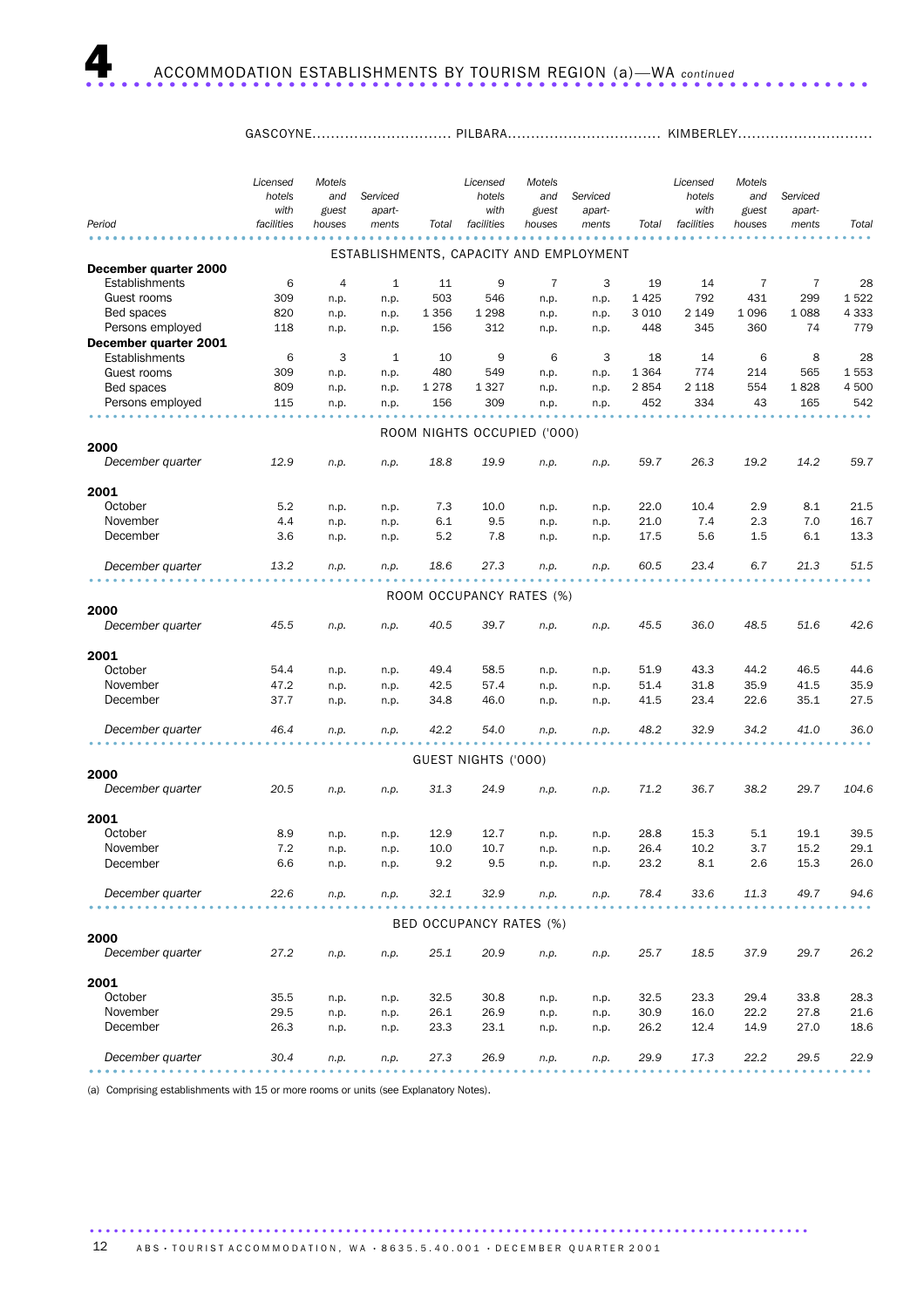# 4 ACCOMMODATION ESTABLISHMENTS BY TOURISM REGION (a)—WA *continued*

| | GASCOYNE | | | | PILBARA | | | | KIMBERLEY | | | |
|---|---|---|---|---|---|---|---|---|---|---|---|---|
| Period | *Licensed hotels with facilities* | *Motels and guest houses* | *Serviced apart-ments* | *Total* | *Licensed hotels with facilities* | *Motels and guest houses* | *Serviced apart-ments* | *Total* | *Licensed hotels with facilities* | *Motels and guest houses* | *Serviced apart-ments* | *Total* |
| | | | | | ESTABLISHMENTS, CAPACITY AND EMPLOYMENT | | | | | | | |
| **December quarter 2000** | | | | | | | | | | | | |
| Establishments | 6 | 4 | 1 | 11 | 9 | 7 | 3 | 19 | 14 | 7 | 7 | 28 |
| Guest rooms | 309 | n.p. | n.p. | 503 | 546 | n.p. | n.p. | 1 425 | 792 | 431 | 299 | 1 522 |
| Bed spaces | 820 | n.p. | n.p. | 1 356 | 1 298 | n.p. | n.p. | 3 010 | 2 149 | 1 096 | 1 088 | 4 333 |
| Persons employed | 118 | n.p. | n.p. | 156 | 312 | n.p. | n.p. | 448 | 345 | 360 | 74 | 779 |
| **December quarter 2001** | | | | | | | | | | | | |
| Establishments | 6 | 3 | 1 | 10 | 9 | 6 | 3 | 18 | 14 | 6 | 8 | 28 |
| Guest rooms | 309 | n.p. | n.p. | 480 | 549 | n.p. | n.p. | 1 364 | 774 | 214 | 565 | 1 553 |
| Bed spaces | 809 | n.p. | n.p. | 1 278 | 1 327 | n.p. | n.p. | 2 854 | 2 118 | 554 | 1 828 | 4 500 |
| Persons employed | 115 | n.p. | n.p. | 156 | 309 | n.p. | n.p. | 452 | 334 | 43 | 165 | 542 |
| | | | | | ROOM NIGHTS OCCUPIED ('000) | | | | | | | |
| **2000** | | | | | | | | | | | | |
| *December quarter* | *12.9* | *n.p.* | *n.p.* | *18.8* | *19.9* | *n.p.* | *n.p.* | *59.7* | *26.3* | *19.2* | *14.2* | *59.7* |
| **2001** | | | | | | | | | | | | |
| October | 5.2 | n.p. | n.p. | 7.3 | 10.0 | n.p. | n.p. | 22.0 | 10.4 | 2.9 | 8.1 | 21.5 |
| November | 4.4 | n.p. | n.p. | 6.1 | 9.5 | n.p. | n.p. | 21.0 | 7.4 | 2.3 | 7.0 | 16.7 |
| December | 3.6 | n.p. | n.p. | 5.2 | 7.8 | n.p. | n.p. | 17.5 | 5.6 | 1.5 | 6.1 | 13.3 |
| *December quarter* | *13.2* | *n.p.* | *n.p.* | *18.6* | *27.3* | *n.p.* | *n.p.* | *60.5* | *23.4* | *6.7* | *21.3* | *51.5* |
| | | | | | ROOM OCCUPANCY RATES (%) | | | | | | | |
| **2000** | | | | | | | | | | | | |
| *December quarter* | *45.5* | *n.p.* | *n.p.* | *40.5* | *39.7* | *n.p.* | *n.p.* | *45.5* | *36.0* | *48.5* | *51.6* | *42.6* |
| **2001** | | | | | | | | | | | | |
| October | 54.4 | n.p. | n.p. | 49.4 | 58.5 | n.p. | n.p. | 51.9 | 43.3 | 44.2 | 46.5 | 44.6 |
| November | 47.2 | n.p. | n.p. | 42.5 | 57.4 | n.p. | n.p. | 51.4 | 31.8 | 35.9 | 41.5 | 35.9 |
| December | 37.7 | n.p. | n.p. | 34.8 | 46.0 | n.p. | n.p. | 41.5 | 23.4 | 22.6 | 35.1 | 27.5 |
| *December quarter* | *46.4* | *n.p.* | *n.p.* | *42.2* | *54.0* | *n.p.* | *n.p.* | *48.2* | *32.9* | *34.2* | *41.0* | *36.0* |
| | | | | | GUEST NIGHTS ('000) | | | | | | | |
| **2000** | | | | | | | | | | | | |
| *December quarter* | *20.5* | *n.p.* | *n.p.* | *31.3* | *24.9* | *n.p.* | *n.p.* | *71.2* | *36.7* | *38.2* | *29.7* | *104.6* |
| **2001** | | | | | | | | | | | | |
| October | 8.9 | n.p. | n.p. | 12.9 | 12.7 | n.p. | n.p. | 28.8 | 15.3 | 5.1 | 19.1 | 39.5 |
| November | 7.2 | n.p. | n.p. | 10.0 | 10.7 | n.p. | n.p. | 26.4 | 10.2 | 3.7 | 15.2 | 29.1 |
| December | 6.6 | n.p. | n.p. | 9.2 | 9.5 | n.p. | n.p. | 23.2 | 8.1 | 2.6 | 15.3 | 26.0 |
| *December quarter* | *22.6* | *n.p.* | *n.p.* | *32.1* | *32.9* | *n.p.* | *n.p.* | *78.4* | *33.6* | *11.3* | *49.7* | *94.6* |
| | | | | | BED OCCUPANCY RATES (%) | | | | | | | |
| **2000** | | | | | | | | | | | | |
| *December quarter* | *27.2* | *n.p.* | *n.p.* | *25.1* | *20.9* | *n.p.* | *n.p.* | *25.7* | *18.5* | *37.9* | *29.7* | *26.2* |
| **2001** | | | | | | | | | | | | |
| October | 35.5 | n.p. | n.p. | 32.5 | 30.8 | n.p. | n.p. | 32.5 | 23.3 | 29.4 | 33.8 | 28.3 |
| November | 29.5 | n.p. | n.p. | 26.1 | 26.9 | n.p. | n.p. | 30.9 | 16.0 | 22.2 | 27.8 | 21.6 |
| December | 26.3 | n.p. | n.p. | 23.3 | 23.1 | n.p. | n.p. | 26.2 | 12.4 | 14.9 | 27.0 | 18.6 |
| *December quarter* | *30.4* | *n.p.* | *n.p.* | *27.3* | *26.9* | *n.p.* | *n.p.* | *29.9* | *17.3* | *22.2* | *29.5* | *22.9* |

(a) Comprising establishments with 15 or more rooms or units (see Explanatory Notes).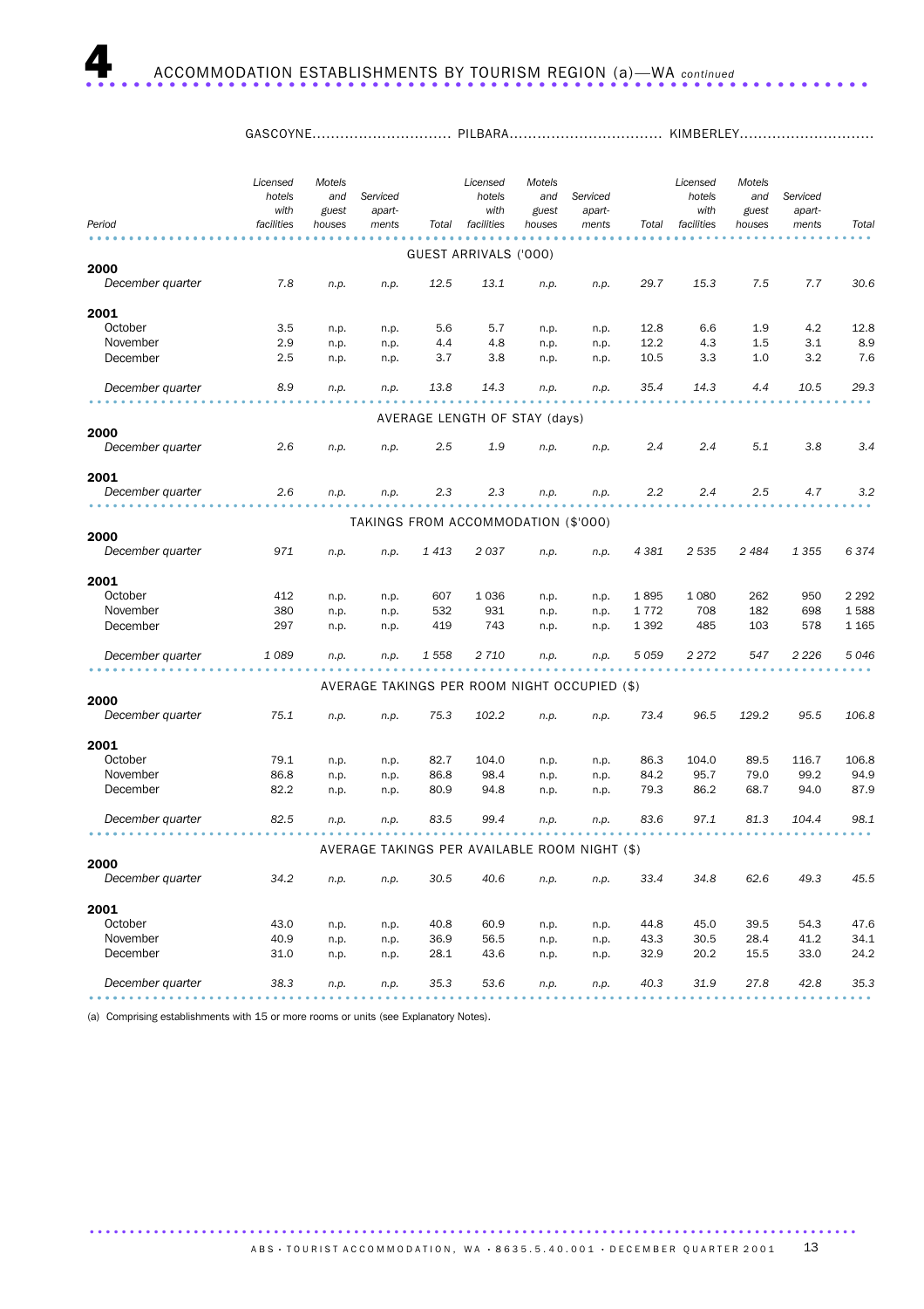# 4 ACCOMMODATION ESTABLISHMENTS BY TOURISM REGION (a)—WA *continued*

| | GASCOYNE | | | | PILBARA | | | | KIMBERLEY | | | |
|---|---|---|---|---|---|---|---|---|---|---|---|---|
| Period | *Licensed hotels with facilities* | *Motels and guest houses* | *Serviced apart-ments* | *Total* | *Licensed hotels with facilities* | *Motels and guest houses* | *Serviced apart-ments* | *Total* | *Licensed hotels with facilities* | *Motels and guest houses* | *Serviced apart-ments* | *Total* |
| | GUEST ARRIVALS ('000) | | | | | | | | | | | |
| **2000** | | | | | | | | | | | | |
| *December quarter* | *7.8* | *n.p.* | *n.p.* | *12.5* | *13.1* | *n.p.* | *n.p.* | *29.7* | *15.3* | *7.5* | *7.7* | *30.6* |
| **2001** | | | | | | | | | | | | |
| October | 3.5 | n.p. | n.p. | 5.6 | 5.7 | n.p. | n.p. | 12.8 | 6.6 | 1.9 | 4.2 | 12.8 |
| November | 2.9 | n.p. | n.p. | 4.4 | 4.8 | n.p. | n.p. | 12.2 | 4.3 | 1.5 | 3.1 | 8.9 |
| December | 2.5 | n.p. | n.p. | 3.7 | 3.8 | n.p. | n.p. | 10.5 | 3.3 | 1.0 | 3.2 | 7.6 |
| *December quarter* | *8.9* | *n.p.* | *n.p.* | *13.8* | *14.3* | *n.p.* | *n.p.* | *35.4* | *14.3* | *4.4* | *10.5* | *29.3* |
| | AVERAGE LENGTH OF STAY (days) | | | | | | | | | | | |
| **2000** | | | | | | | | | | | | |
| *December quarter* | *2.6* | *n.p.* | *n.p.* | *2.5* | *1.9* | *n.p.* | *n.p.* | *2.4* | *2.4* | *5.1* | *3.8* | *3.4* |
| **2001** | | | | | | | | | | | | |
| *December quarter* | *2.6* | *n.p.* | *n.p.* | *2.3* | *2.3* | *n.p.* | *n.p.* | *2.2* | *2.4* | *2.5* | *4.7* | *3.2* |
| | TAKINGS FROM ACCOMMODATION ($'000) | | | | | | | | | | | |
| **2000** | | | | | | | | | | | | |
| *December quarter* | *971* | *n.p.* | *n.p.* | *1 413* | *2 037* | *n.p.* | *n.p.* | *4 381* | *2 535* | *2 484* | *1 355* | *6 374* |
| **2001** | | | | | | | | | | | | |
| October | 412 | n.p. | n.p. | 607 | 1 036 | n.p. | n.p. | 1 895 | 1 080 | 262 | 950 | 2 292 |
| November | 380 | n.p. | n.p. | 532 | 931 | n.p. | n.p. | 1 772 | 708 | 182 | 698 | 1 588 |
| December | 297 | n.p. | n.p. | 419 | 743 | n.p. | n.p. | 1 392 | 485 | 103 | 578 | 1 165 |
| *December quarter* | *1 089* | *n.p.* | *n.p.* | *1 558* | *2 710* | *n.p.* | *n.p.* | *5 059* | *2 272* | *547* | *2 226* | *5 046* |
| | AVERAGE TAKINGS PER ROOM NIGHT OCCUPIED ($) | | | | | | | | | | | |
| **2000** | | | | | | | | | | | | |
| *December quarter* | *75.1* | *n.p.* | *n.p.* | *75.3* | *102.2* | *n.p.* | *n.p.* | *73.4* | *96.5* | *129.2* | *95.5* | *106.8* |
| **2001** | | | | | | | | | | | | |
| October | 79.1 | n.p. | n.p. | 82.7 | 104.0 | n.p. | n.p. | 86.3 | 104.0 | 89.5 | 116.7 | 106.8 |
| November | 86.8 | n.p. | n.p. | 86.8 | 98.4 | n.p. | n.p. | 84.2 | 95.7 | 79.0 | 99.2 | 94.9 |
| December | 82.2 | n.p. | n.p. | 80.9 | 94.8 | n.p. | n.p. | 79.3 | 86.2 | 68.7 | 94.0 | 87.9 |
| *December quarter* | *82.5* | *n.p.* | *n.p.* | *83.5* | *99.4* | *n.p.* | *n.p.* | *83.6* | *97.1* | *81.3* | *104.4* | *98.1* |
| | AVERAGE TAKINGS PER AVAILABLE ROOM NIGHT ($) | | | | | | | | | | | |
| **2000** | | | | | | | | | | | | |
| *December quarter* | *34.2* | *n.p.* | *n.p.* | *30.5* | *40.6* | *n.p.* | *n.p.* | *33.4* | *34.8* | *62.6* | *49.3* | *45.5* |
| **2001** | | | | | | | | | | | | |
| October | 43.0 | n.p. | n.p. | 40.8 | 60.9 | n.p. | n.p. | 44.8 | 45.0 | 39.5 | 54.3 | 47.6 |
| November | 40.9 | n.p. | n.p. | 36.9 | 56.5 | n.p. | n.p. | 43.3 | 30.5 | 28.4 | 41.2 | 34.1 |
| December | 31.0 | n.p. | n.p. | 28.1 | 43.6 | n.p. | n.p. | 32.9 | 20.2 | 15.5 | 33.0 | 24.2 |
| *December quarter* | *38.3* | *n.p.* | *n.p.* | *35.3* | *53.6* | *n.p.* | *n.p.* | *40.3* | *31.9* | *27.8* | *42.8* | *35.3* |

(a) Comprising establishments with 15 or more rooms or units (see Explanatory Notes).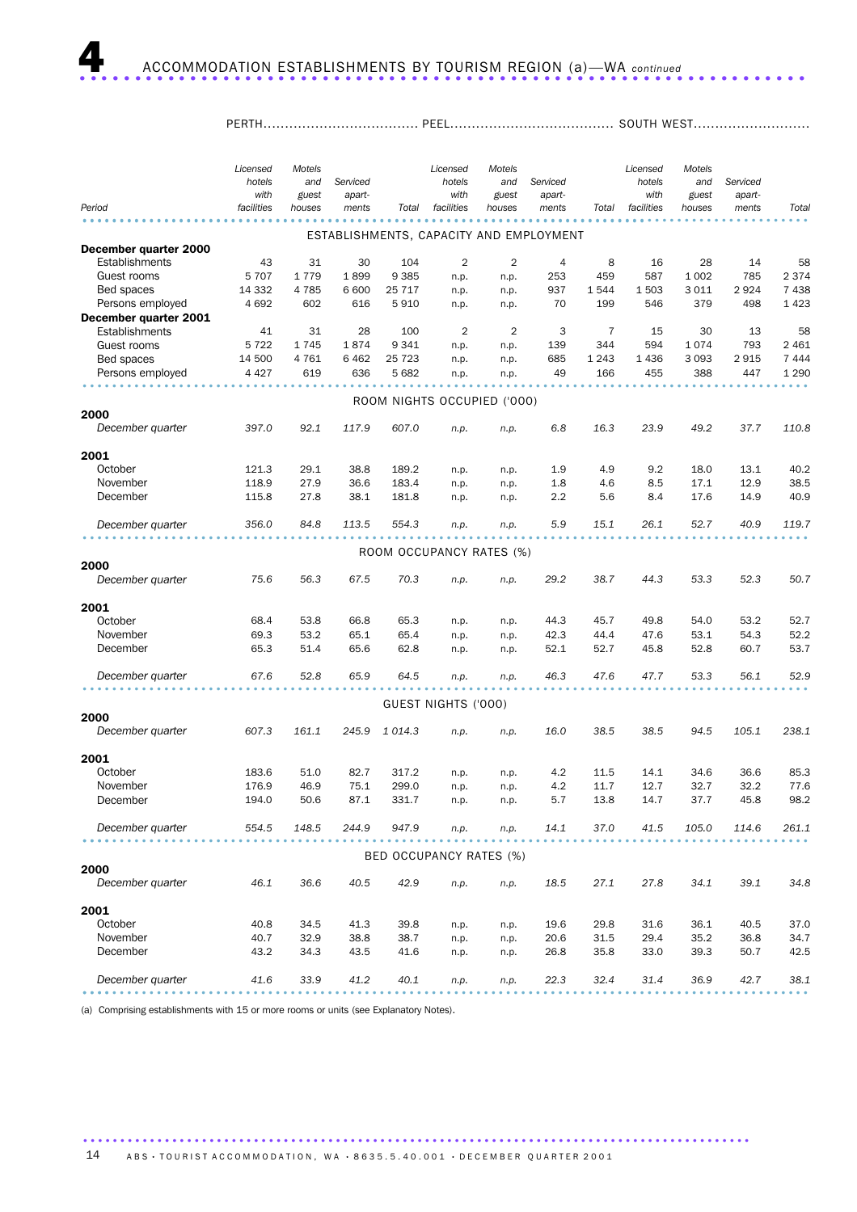# 4 ACCOMMODATION ESTABLISHMENTS BY TOURISM REGION (a)—WA *continued*

| Period | PERTH | | | | PEEL | | | | SOUTH WEST | | | |
|---|---|---|---|---|---|---|---|---|---|---|---|---|
| | *Licensed hotels with facilities* | *Motels and guest houses* | *Serviced apart-ments* | *Total* | *Licensed hotels with facilities* | *Motels and guest houses* | *Serviced apart-ments* | *Total* | *Licensed hotels with facilities* | *Motels and guest houses* | *Serviced apart-ments* | *Total* |
| | ESTABLISHMENTS, CAPACITY AND EMPLOYMENT | | | | | | | | | | | |
| **December quarter 2000** | | | | | | | | | | | | |
| Establishments | 43 | 31 | 30 | 104 | 2 | 2 | 4 | 8 | 16 | 28 | 14 | 58 |
| Guest rooms | 5 707 | 1 779 | 1 899 | 9 385 | n.p. | n.p. | 253 | 459 | 587 | 1 002 | 785 | 2 374 |
| Bed spaces | 14 332 | 4 785 | 6 600 | 25 717 | n.p. | n.p. | 937 | 1 544 | 1 503 | 3 011 | 2 924 | 7 438 |
| Persons employed | 4 692 | 602 | 616 | 5 910 | n.p. | n.p. | 70 | 199 | 546 | 379 | 498 | 1 423 |
| **December quarter 2001** | | | | | | | | | | | | |
| Establishments | 41 | 31 | 28 | 100 | 2 | 2 | 3 | 7 | 15 | 30 | 13 | 58 |
| Guest rooms | 5 722 | 1 745 | 1 874 | 9 341 | n.p. | n.p. | 139 | 344 | 594 | 1 074 | 793 | 2 461 |
| Bed spaces | 14 500 | 4 761 | 6 462 | 25 723 | n.p. | n.p. | 685 | 1 243 | 1 436 | 3 093 | 2 915 | 7 444 |
| Persons employed | 4 427 | 619 | 636 | 5 682 | n.p. | n.p. | 49 | 166 | 455 | 388 | 447 | 1 290 |
| | ROOM NIGHTS OCCUPIED ('000) | | | | | | | | | | | |
| **2000** | | | | | | | | | | | | |
| *December quarter* | *397.0* | *92.1* | *117.9* | *607.0* | *n.p.* | *n.p.* | *6.8* | *16.3* | *23.9* | *49.2* | *37.7* | *110.8* |
| **2001** | | | | | | | | | | | | |
| October | 121.3 | 29.1 | 38.8 | 189.2 | n.p. | n.p. | 1.9 | 4.9 | 9.2 | 18.0 | 13.1 | 40.2 |
| November | 118.9 | 27.9 | 36.6 | 183.4 | n.p. | n.p. | 1.8 | 4.6 | 8.5 | 17.1 | 12.9 | 38.5 |
| December | 115.8 | 27.8 | 38.1 | 181.8 | n.p. | n.p. | 2.2 | 5.6 | 8.4 | 17.6 | 14.9 | 40.9 |
| *December quarter* | *356.0* | *84.8* | *113.5* | *554.3* | *n.p.* | *n.p.* | *5.9* | *15.1* | *26.1* | *52.7* | *40.9* | *119.7* |
| | ROOM OCCUPANCY RATES (%) | | | | | | | | | | | |
| **2000** | | | | | | | | | | | | |
| *December quarter* | *75.6* | *56.3* | *67.5* | *70.3* | *n.p.* | *n.p.* | *29.2* | *38.7* | *44.3* | *53.3* | *52.3* | *50.7* |
| **2001** | | | | | | | | | | | | |
| October | 68.4 | 53.8 | 66.8 | 65.3 | n.p. | n.p. | 44.3 | 45.7 | 49.8 | 54.0 | 53.2 | 52.7 |
| November | 69.3 | 53.2 | 65.1 | 65.4 | n.p. | n.p. | 42.3 | 44.4 | 47.6 | 53.1 | 54.3 | 52.2 |
| December | 65.3 | 51.4 | 65.6 | 62.8 | n.p. | n.p. | 52.1 | 52.7 | 45.8 | 52.8 | 60.7 | 53.7 |
| *December quarter* | *67.6* | *52.8* | *65.9* | *64.5* | *n.p.* | *n.p.* | *46.3* | *47.6* | *47.7* | *53.3* | *56.1* | *52.9* |
| | GUEST NIGHTS ('000) | | | | | | | | | | | |
| **2000** | | | | | | | | | | | | |
| *December quarter* | *607.3* | *161.1* | *245.9* | *1 014.3* | *n.p.* | *n.p.* | *16.0* | *38.5* | *38.5* | *94.5* | *105.1* | *238.1* |
| **2001** | | | | | | | | | | | | |
| October | 183.6 | 51.0 | 82.7 | 317.2 | n.p. | n.p. | 4.2 | 11.5 | 14.1 | 34.6 | 36.6 | 85.3 |
| November | 176.9 | 46.9 | 75.1 | 299.0 | n.p. | n.p. | 4.2 | 11.7 | 12.7 | 32.7 | 32.2 | 77.6 |
| December | 194.0 | 50.6 | 87.1 | 331.7 | n.p. | n.p. | 5.7 | 13.8 | 14.7 | 37.7 | 45.8 | 98.2 |
| *December quarter* | *554.5* | *148.5* | *244.9* | *947.9* | *n.p.* | *n.p.* | *14.1* | *37.0* | *41.5* | *105.0* | *114.6* | *261.1* |
| | BED OCCUPANCY RATES (%) | | | | | | | | | | | |
| **2000** | | | | | | | | | | | | |
| *December quarter* | *46.1* | *36.6* | *40.5* | *42.9* | *n.p.* | *n.p.* | *18.5* | *27.1* | *27.8* | *34.1* | *39.1* | *34.8* |
| **2001** | | | | | | | | | | | | |
| October | 40.8 | 34.5 | 41.3 | 39.8 | n.p. | n.p. | 19.6 | 29.8 | 31.6 | 36.1 | 40.5 | 37.0 |
| November | 40.7 | 32.9 | 38.8 | 38.7 | n.p. | n.p. | 20.6 | 31.5 | 29.4 | 35.2 | 36.8 | 34.7 |
| December | 43.2 | 34.3 | 43.5 | 41.6 | n.p. | n.p. | 26.8 | 35.8 | 33.0 | 39.3 | 50.7 | 42.5 |
| *December quarter* | *41.6* | *33.9* | *41.2* | *40.1* | *n.p.* | *n.p.* | *22.3* | *32.4* | *31.4* | *36.9* | *42.7* | *38.1* |

(a) Comprising establishments with 15 or more rooms or units (see Explanatory Notes).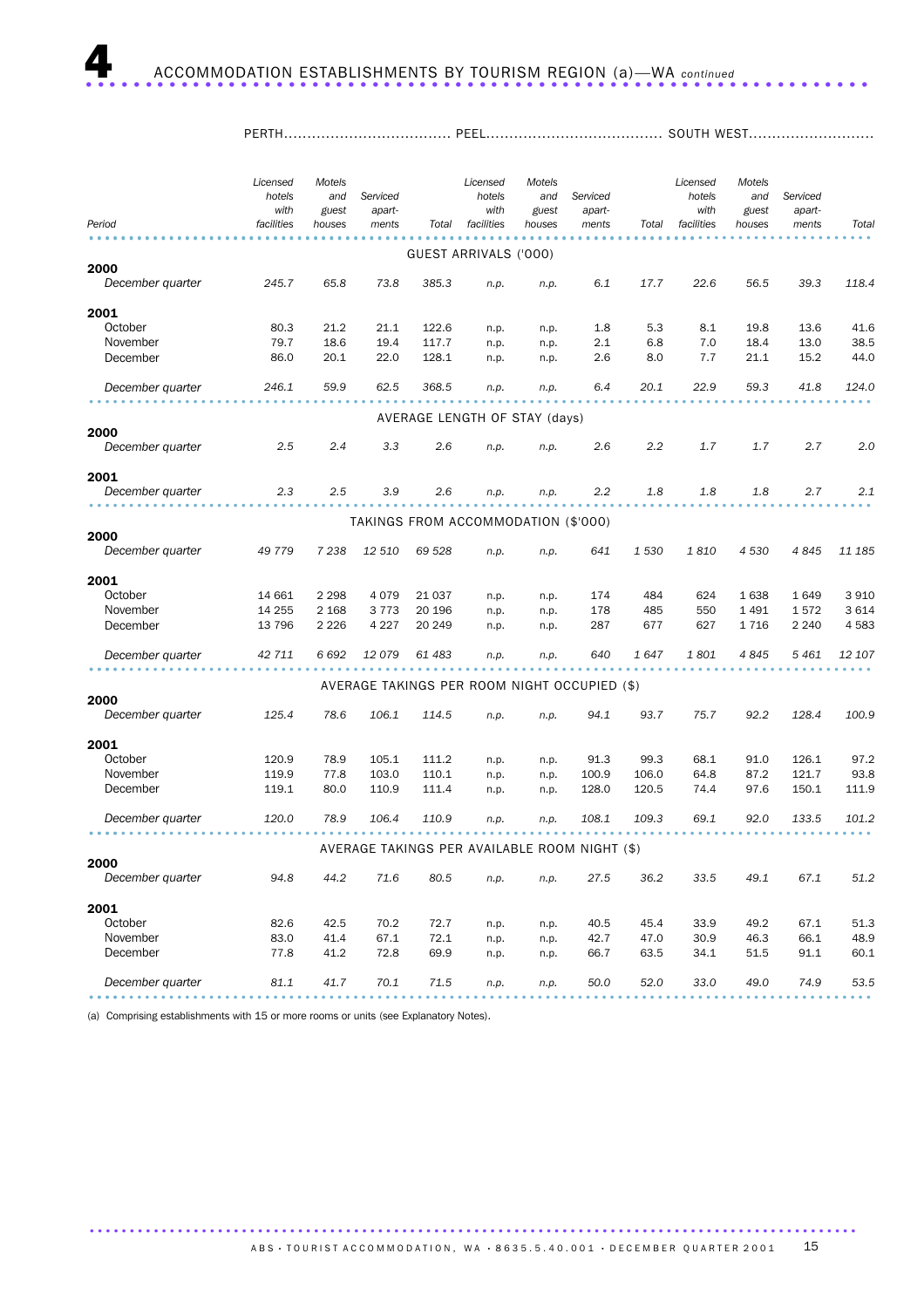# 4 ACCOMMODATION ESTABLISHMENTS BY TOURISM REGION (a)—WA *continued*

| | PERTH | | | | PEEL | | | | SOUTH WEST | | | |
|---|---|---|---|---|---|---|---|---|---|---|---|---|
| Period | Licensed hotels with facilities | Motels and guest houses | Serviced apart-ments | Total | Licensed hotels with facilities | Motels and guest houses | Serviced apart-ments | Total | Licensed hotels with facilities | Motels and guest houses | Serviced apart-ments | Total |
| | | | | | **GUEST ARRIVALS ('000)** | | | | | | | |
| **2000** | | | | | | | | | | | | |
| *December quarter* | *245.7* | *65.8* | *73.8* | *385.3* | *n.p.* | *n.p.* | *6.1* | *17.7* | *22.6* | *56.5* | *39.3* | *118.4* |
| **2001** | | | | | | | | | | | | |
| October | 80.3 | 21.2 | 21.1 | 122.6 | n.p. | n.p. | 1.8 | 5.3 | 8.1 | 19.8 | 13.6 | 41.6 |
| November | 79.7 | 18.6 | 19.4 | 117.7 | n.p. | n.p. | 2.1 | 6.8 | 7.0 | 18.4 | 13.0 | 38.5 |
| December | 86.0 | 20.1 | 22.0 | 128.1 | n.p. | n.p. | 2.6 | 8.0 | 7.7 | 21.1 | 15.2 | 44.0 |
| *December quarter* | *246.1* | *59.9* | *62.5* | *368.5* | *n.p.* | *n.p.* | *6.4* | *20.1* | *22.9* | *59.3* | *41.8* | *124.0* |
| | | | | | **AVERAGE LENGTH OF STAY (days)** | | | | | | | |
| **2000** | | | | | | | | | | | | |
| *December quarter* | *2.5* | *2.4* | *3.3* | *2.6* | *n.p.* | *n.p.* | *2.6* | *2.2* | *1.7* | *1.7* | *2.7* | *2.0* |
| **2001** | | | | | | | | | | | | |
| *December quarter* | *2.3* | *2.5* | *3.9* | *2.6* | *n.p.* | *n.p.* | *2.2* | *1.8* | *1.8* | *1.8* | *2.7* | *2.1* |
| | | | | | **TAKINGS FROM ACCOMMODATION ($'000)** | | | | | | | |
| **2000** | | | | | | | | | | | | |
| *December quarter* | *49 779* | *7 238* | *12 510* | *69 528* | *n.p.* | *n.p.* | *641* | *1 530* | *1 810* | *4 530* | *4 845* | *11 185* |
| **2001** | | | | | | | | | | | | |
| October | 14 661 | 2 298 | 4 079 | 21 037 | n.p. | n.p. | 174 | 484 | 624 | 1 638 | 1 649 | 3 910 |
| November | 14 255 | 2 168 | 3 773 | 20 196 | n.p. | n.p. | 178 | 485 | 550 | 1 491 | 1 572 | 3 614 |
| December | 13 796 | 2 226 | 4 227 | 20 249 | n.p. | n.p. | 287 | 677 | 627 | 1 716 | 2 240 | 4 583 |
| *December quarter* | *42 711* | *6 692* | *12 079* | *61 483* | *n.p.* | *n.p.* | *640* | *1 647* | *1 801* | *4 845* | *5 461* | *12 107* |
| | | | | | **AVERAGE TAKINGS PER ROOM NIGHT OCCUPIED ($)** | | | | | | | |
| **2000** | | | | | | | | | | | | |
| *December quarter* | *125.4* | *78.6* | *106.1* | *114.5* | *n.p.* | *n.p.* | *94.1* | *93.7* | *75.7* | *92.2* | *128.4* | *100.9* |
| **2001** | | | | | | | | | | | | |
| October | 120.9 | 78.9 | 105.1 | 111.2 | n.p. | n.p. | 91.3 | 99.3 | 68.1 | 91.0 | 126.1 | 97.2 |
| November | 119.9 | 77.8 | 103.0 | 110.1 | n.p. | n.p. | 100.9 | 106.0 | 64.8 | 87.2 | 121.7 | 93.8 |
| December | 119.1 | 80.0 | 110.9 | 111.4 | n.p. | n.p. | 128.0 | 120.5 | 74.4 | 97.6 | 150.1 | 111.9 |
| *December quarter* | *120.0* | *78.9* | *106.4* | *110.9* | *n.p.* | *n.p.* | *108.1* | *109.3* | *69.1* | *92.0* | *133.5* | *101.2* |
| | | | | | **AVERAGE TAKINGS PER AVAILABLE ROOM NIGHT ($)** | | | | | | | |
| **2000** | | | | | | | | | | | | |
| *December quarter* | *94.8* | *44.2* | *71.6* | *80.5* | *n.p.* | *n.p.* | *27.5* | *36.2* | *33.5* | *49.1* | *67.1* | *51.2* |
| **2001** | | | | | | | | | | | | |
| October | 82.6 | 42.5 | 70.2 | 72.7 | n.p. | n.p. | 40.5 | 45.4 | 33.9 | 49.2 | 67.1 | 51.3 |
| November | 83.0 | 41.4 | 67.1 | 72.1 | n.p. | n.p. | 42.7 | 47.0 | 30.9 | 46.3 | 66.1 | 48.9 |
| December | 77.8 | 41.2 | 72.8 | 69.9 | n.p. | n.p. | 66.7 | 63.5 | 34.1 | 51.5 | 91.1 | 60.1 |
| *December quarter* | *81.1* | *41.7* | *70.1* | *71.5* | *n.p.* | *n.p.* | *50.0* | *52.0* | *33.0* | *49.0* | *74.9* | *53.5* |

(a) Comprising establishments with 15 or more rooms or units (see Explanatory Notes).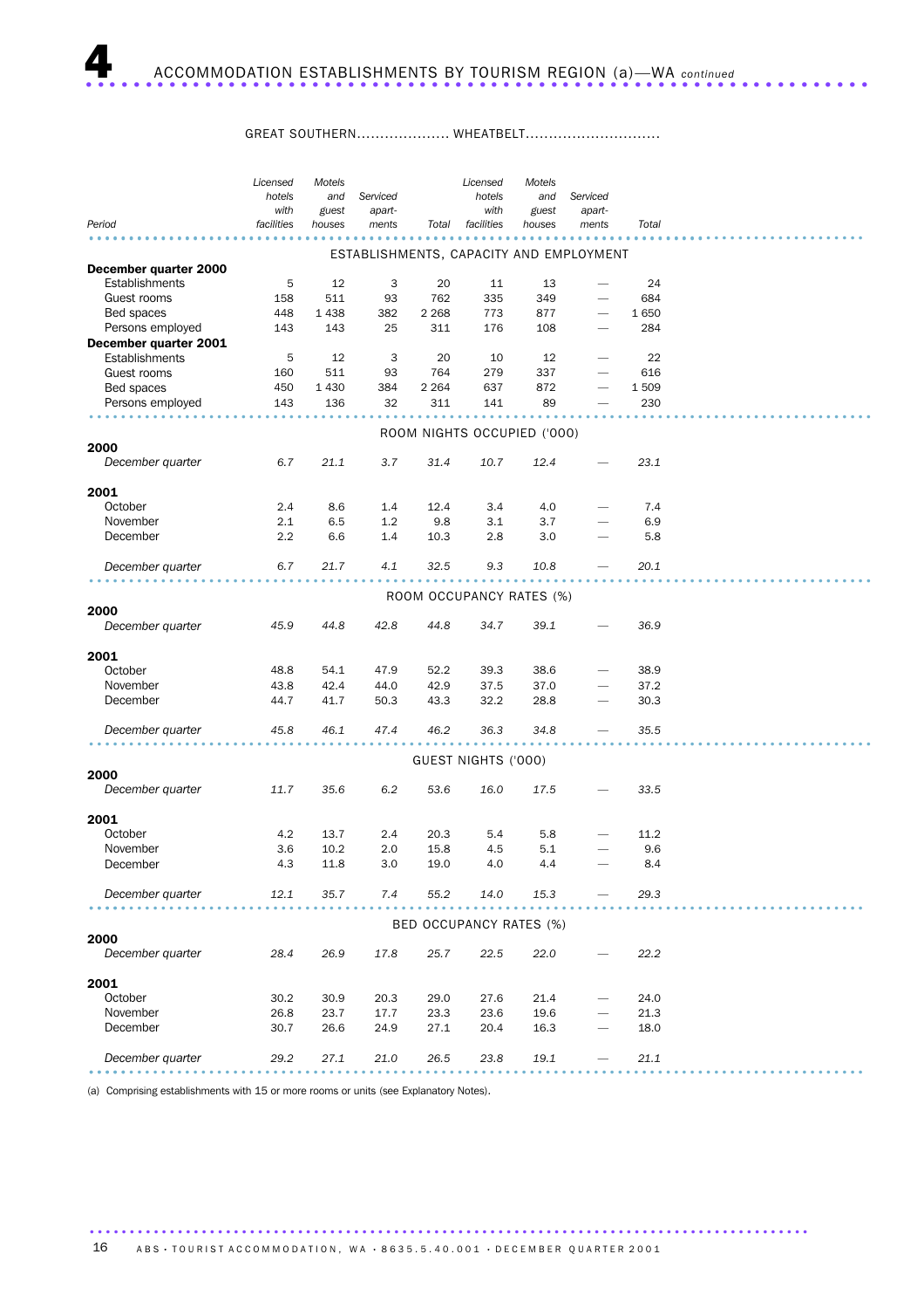# 4 ACCOMMODATION ESTABLISHMENTS BY TOURISM REGION (a)—WA *continued*

| Period | GREAT SOUTHERN | | | | WHEATBELT | | | |
|---|---|---|---|---|---|---|---|---|
| | *Licensed hotels with facilities* | *Motels and guest houses* | *Serviced apart-ments* | *Total* | *Licensed hotels with facilities* | *Motels and guest houses* | *Serviced apart-ments* | *Total* |
| | **ESTABLISHMENTS, CAPACITY AND EMPLOYMENT** | | | | | | | |
| **December quarter 2000** | | | | | | | | |
| Establishments | 5 | 12 | 3 | 20 | 11 | 13 | — | 24 |
| Guest rooms | 158 | 511 | 93 | 762 | 335 | 349 | — | 684 |
| Bed spaces | 448 | 1 438 | 382 | 2 268 | 773 | 877 | — | 1 650 |
| Persons employed | 143 | 143 | 25 | 311 | 176 | 108 | — | 284 |
| **December quarter 2001** | | | | | | | | |
| Establishments | 5 | 12 | 3 | 20 | 10 | 12 | — | 22 |
| Guest rooms | 160 | 511 | 93 | 764 | 279 | 337 | — | 616 |
| Bed spaces | 450 | 1 430 | 384 | 2 264 | 637 | 872 | — | 1 509 |
| Persons employed | 143 | 136 | 32 | 311 | 141 | 89 | — | 230 |
| | **ROOM NIGHTS OCCUPIED ('000)** | | | | | | | |
| **2000** | | | | | | | | |
| *December quarter* | *6.7* | *21.1* | *3.7* | *31.4* | *10.7* | *12.4* | — | *23.1* |
| **2001** | | | | | | | | |
| October | 2.4 | 8.6 | 1.4 | 12.4 | 3.4 | 4.0 | — | 7.4 |
| November | 2.1 | 6.5 | 1.2 | 9.8 | 3.1 | 3.7 | — | 6.9 |
| December | 2.2 | 6.6 | 1.4 | 10.3 | 2.8 | 3.0 | — | 5.8 |
| *December quarter* | *6.7* | *21.7* | *4.1* | *32.5* | *9.3* | *10.8* | — | *20.1* |
| | **ROOM OCCUPANCY RATES (%)** | | | | | | | |
| **2000** | | | | | | | | |
| *December quarter* | *45.9* | *44.8* | *42.8* | *44.8* | *34.7* | *39.1* | — | *36.9* |
| **2001** | | | | | | | | |
| October | 48.8 | 54.1 | 47.9 | 52.2 | 39.3 | 38.6 | — | 38.9 |
| November | 43.8 | 42.4 | 44.0 | 42.9 | 37.5 | 37.0 | — | 37.2 |
| December | 44.7 | 41.7 | 50.3 | 43.3 | 32.2 | 28.8 | — | 30.3 |
| *December quarter* | *45.8* | *46.1* | *47.4* | *46.2* | *36.3* | *34.8* | — | *35.5* |
| | **GUEST NIGHTS ('000)** | | | | | | | |
| **2000** | | | | | | | | |
| *December quarter* | *11.7* | *35.6* | *6.2* | *53.6* | *16.0* | *17.5* | — | *33.5* |
| **2001** | | | | | | | | |
| October | 4.2 | 13.7 | 2.4 | 20.3 | 5.4 | 5.8 | — | 11.2 |
| November | 3.6 | 10.2 | 2.0 | 15.8 | 4.5 | 5.1 | — | 9.6 |
| December | 4.3 | 11.8 | 3.0 | 19.0 | 4.0 | 4.4 | — | 8.4 |
| *December quarter* | *12.1* | *35.7* | *7.4* | *55.2* | *14.0* | *15.3* | — | *29.3* |
| | **BED OCCUPANCY RATES (%)** | | | | | | | |
| **2000** | | | | | | | | |
| *December quarter* | *28.4* | *26.9* | *17.8* | *25.7* | *22.5* | *22.0* | — | *22.2* |
| **2001** | | | | | | | | |
| October | 30.2 | 30.9 | 20.3 | 29.0 | 27.6 | 21.4 | — | 24.0 |
| November | 26.8 | 23.7 | 17.7 | 23.3 | 23.6 | 19.6 | — | 21.3 |
| December | 30.7 | 26.6 | 24.9 | 27.1 | 20.4 | 16.3 | — | 18.0 |
| *December quarter* | *29.2* | *27.1* | *21.0* | *26.5* | *23.8* | *19.1* | — | *21.1* |

(a) Comprising establishments with 15 or more rooms or units (see Explanatory Notes).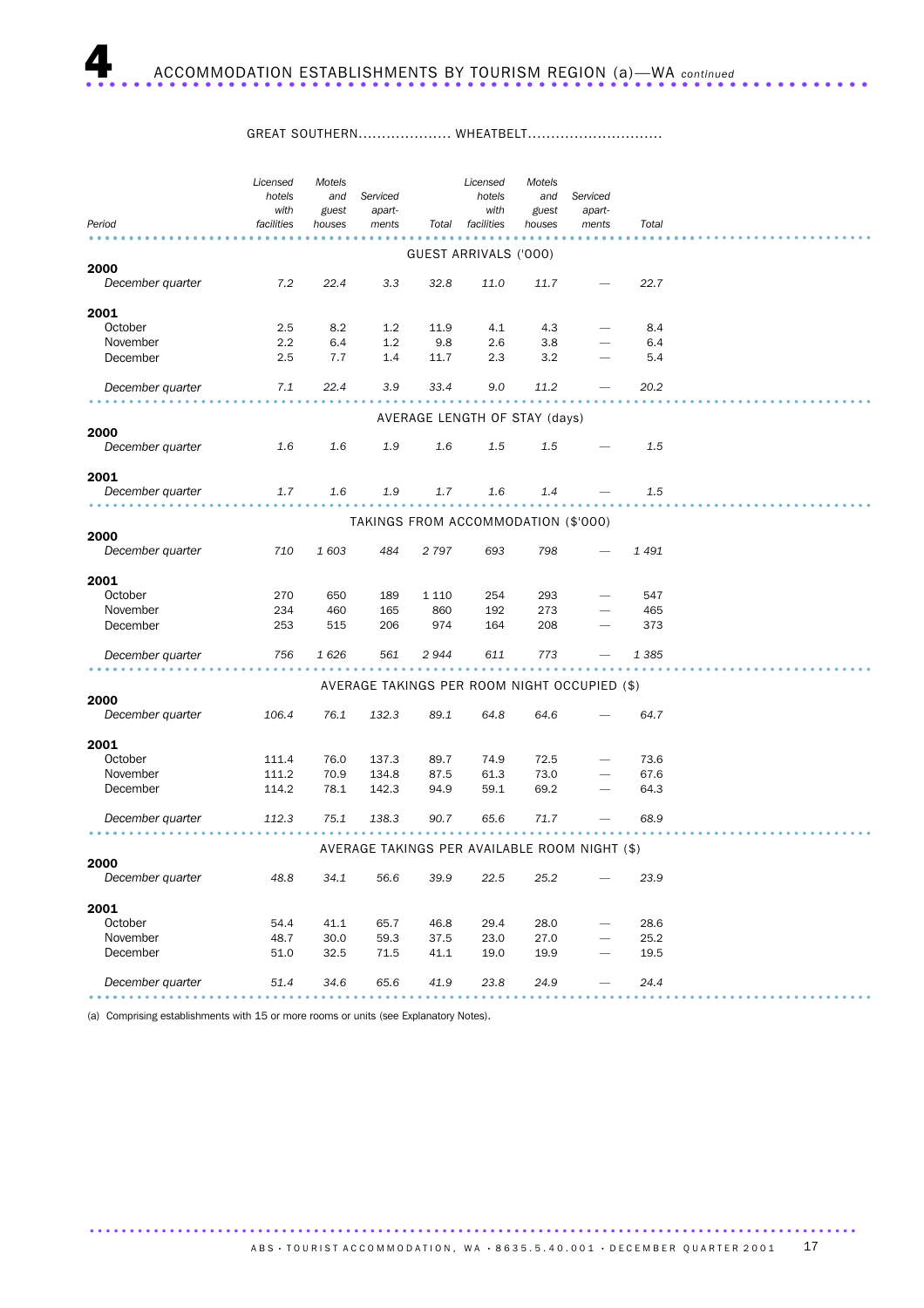# 4 ACCOMMODATION ESTABLISHMENTS BY TOURISM REGION (a)—WA *continued*

| Period | GREAT SOUTHERN | | | | WHEATBELT | | | |
|---|---|---|---|---|---|---|---|---|
| | *Licensed hotels with facilities* | *Motels and guest houses* | *Serviced apart-ments* | *Total* | *Licensed hotels with facilities* | *Motels and guest houses* | *Serviced apart-ments* | *Total* |
| | **GUEST ARRIVALS ('000)** | | | | | | | |
| **2000** | | | | | | | | |
| *December quarter* | *7.2* | *22.4* | *3.3* | *32.8* | *11.0* | *11.7* | — | *22.7* |
| **2001** | | | | | | | | |
| October | 2.5 | 8.2 | 1.2 | 11.9 | 4.1 | 4.3 | — | 8.4 |
| November | 2.2 | 6.4 | 1.2 | 9.8 | 2.6 | 3.8 | — | 6.4 |
| December | 2.5 | 7.7 | 1.4 | 11.7 | 2.3 | 3.2 | — | 5.4 |
| *December quarter* | *7.1* | *22.4* | *3.9* | *33.4* | *9.0* | *11.2* | — | *20.2* |
| | **AVERAGE LENGTH OF STAY (days)** | | | | | | | |
| **2000** | | | | | | | | |
| *December quarter* | *1.6* | *1.6* | *1.9* | *1.6* | *1.5* | *1.5* | — | *1.5* |
| **2001** | | | | | | | | |
| *December quarter* | *1.7* | *1.6* | *1.9* | *1.7* | *1.6* | *1.4* | — | *1.5* |
| | **TAKINGS FROM ACCOMMODATION ($'000)** | | | | | | | |
| **2000** | | | | | | | | |
| *December quarter* | *710* | *1 603* | *484* | *2 797* | *693* | *798* | — | *1 491* |
| **2001** | | | | | | | | |
| October | 270 | 650 | 189 | 1 110 | 254 | 293 | — | 547 |
| November | 234 | 460 | 165 | 860 | 192 | 273 | — | 465 |
| December | 253 | 515 | 206 | 974 | 164 | 208 | — | 373 |
| *December quarter* | *756* | *1 626* | *561* | *2 944* | *611* | *773* | — | *1 385* |
| | **AVERAGE TAKINGS PER ROOM NIGHT OCCUPIED ($)** | | | | | | | |
| **2000** | | | | | | | | |
| *December quarter* | *106.4* | *76.1* | *132.3* | *89.1* | *64.8* | *64.6* | — | *64.7* |
| **2001** | | | | | | | | |
| October | 111.4 | 76.0 | 137.3 | 89.7 | 74.9 | 72.5 | — | 73.6 |
| November | 111.2 | 70.9 | 134.8 | 87.5 | 61.3 | 73.0 | — | 67.6 |
| December | 114.2 | 78.1 | 142.3 | 94.9 | 59.1 | 69.2 | — | 64.3 |
| *December quarter* | *112.3* | *75.1* | *138.3* | *90.7* | *65.6* | *71.7* | — | *68.9* |
| | **AVERAGE TAKINGS PER AVAILABLE ROOM NIGHT ($)** | | | | | | | |
| **2000** | | | | | | | | |
| *December quarter* | *48.8* | *34.1* | *56.6* | *39.9* | *22.5* | *25.2* | — | *23.9* |
| **2001** | | | | | | | | |
| October | 54.4 | 41.1 | 65.7 | 46.8 | 29.4 | 28.0 | — | 28.6 |
| November | 48.7 | 30.0 | 59.3 | 37.5 | 23.0 | 27.0 | — | 25.2 |
| December | 51.0 | 32.5 | 71.5 | 41.1 | 19.0 | 19.9 | — | 19.5 |
| *December quarter* | *51.4* | *34.6* | *65.6* | *41.9* | *23.8* | *24.9* | — | *24.4* |

(a) Comprising establishments with 15 or more rooms or units (see Explanatory Notes).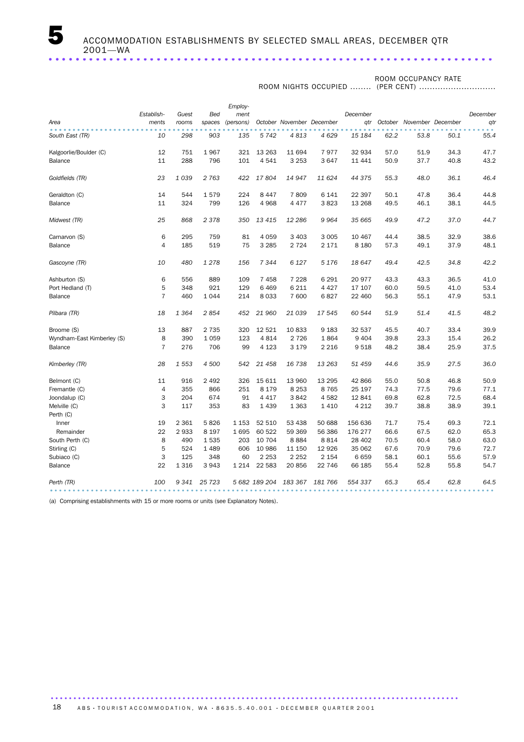# 5 ACCOMMODATION ESTABLISHMENTS BY SELECTED SMALL AREAS, DECEMBER QTR 2001—WA

| Area | Establishments | Guest rooms | Bed spaces | Employment (persons) | Room nights occupied October | Room nights occupied November | Room nights occupied December | Room nights occupied December qtr | Room occupancy rate (per cent) October | Room occupancy rate (per cent) November | Room occupancy rate (per cent) December | Room occupancy rate (per cent) December qtr |
|---|---|---|---|---|---|---|---|---|---|---|---|---|
| *South East (TR)* | *10* | *298* | *903* | *135* | *5 742* | *4 813* | *4 629* | *15 184* | *62.2* | *53.8* | *50.1* | *55.4* |
| Kalgoorlie/Boulder (C) | 12 | 751 | 1 967 | 321 | 13 263 | 11 694 | 7 977 | 32 934 | 57.0 | 51.9 | 34.3 | 47.7 |
| Balance | 11 | 288 | 796 | 101 | 4 541 | 3 253 | 3 647 | 11 441 | 50.9 | 37.7 | 40.8 | 43.2 |
| *Goldfields (TR)* | *23* | *1 039* | *2 763* | *422* | *17 804* | *14 947* | *11 624* | *44 375* | *55.3* | *48.0* | *36.1* | *46.4* |
| Geraldton (C) | 14 | 544 | 1 579 | 224 | 8 447 | 7 809 | 6 141 | 22 397 | 50.1 | 47.8 | 36.4 | 44.8 |
| Balance | 11 | 324 | 799 | 126 | 4 968 | 4 477 | 3 823 | 13 268 | 49.5 | 46.1 | 38.1 | 44.5 |
| *Midwest (TR)* | *25* | *868* | *2 378* | *350* | *13 415* | *12 286* | *9 964* | *35 665* | *49.9* | *47.2* | *37.0* | *44.7* |
| Carnarvon (S) | 6 | 295 | 759 | 81 | 4 059 | 3 403 | 3 005 | 10 467 | 44.4 | 38.5 | 32.9 | 38.6 |
| Balance | 4 | 185 | 519 | 75 | 3 285 | 2 724 | 2 171 | 8 180 | 57.3 | 49.1 | 37.9 | 48.1 |
| *Gascoyne (TR)* | *10* | *480* | *1 278* | *156* | *7 344* | *6 127* | *5 176* | *18 647* | *49.4* | *42.5* | *34.8* | *42.2* |
| Ashburton (S) | 6 | 556 | 889 | 109 | 7 458 | 7 228 | 6 291 | 20 977 | 43.3 | 43.3 | 36.5 | 41.0 |
| Port Hedland (T) | 5 | 348 | 921 | 129 | 6 469 | 6 211 | 4 427 | 17 107 | 60.0 | 59.5 | 41.0 | 53.4 |
| Balance | 7 | 460 | 1 044 | 214 | 8 033 | 7 600 | 6 827 | 22 460 | 56.3 | 55.1 | 47.9 | 53.1 |
| *Pilbara (TR)* | *18* | *1 364* | *2 854* | *452* | *21 960* | *21 039* | *17 545* | *60 544* | *51.9* | *51.4* | *41.5* | *48.2* |
| Broome (S) | 13 | 887 | 2 735 | 320 | 12 521 | 10 833 | 9 183 | 32 537 | 45.5 | 40.7 | 33.4 | 39.9 |
| Wyndham-East Kimberley (S) | 8 | 390 | 1 059 | 123 | 4 814 | 2 726 | 1 864 | 9 404 | 39.8 | 23.3 | 15.4 | 26.2 |
| Balance | 7 | 276 | 706 | 99 | 4 123 | 3 179 | 2 216 | 9 518 | 48.2 | 38.4 | 25.9 | 37.5 |
| *Kimberley (TR)* | *28* | *1 553* | *4 500* | *542* | *21 458* | *16 738* | *13 263* | *51 459* | *44.6* | *35.9* | *27.5* | *36.0* |
| Belmont (C) | 11 | 916 | 2 492 | 326 | 15 611 | 13 960 | 13 295 | 42 866 | 55.0 | 50.8 | 46.8 | 50.9 |
| Fremantle (C) | 4 | 355 | 866 | 251 | 8 179 | 8 253 | 8 765 | 25 197 | 74.3 | 77.5 | 79.6 | 77.1 |
| Joondalup (C) | 3 | 204 | 674 | 91 | 4 417 | 3 842 | 4 582 | 12 841 | 69.8 | 62.8 | 72.5 | 68.4 |
| Melville (C) | 3 | 117 | 353 | 83 | 1 439 | 1 363 | 1 410 | 4 212 | 39.7 | 38.8 | 38.9 | 39.1 |
| Perth (C) | | | | | | | | | | | | |
| Inner | 19 | 2 361 | 5 826 | 1 153 | 52 510 | 53 438 | 50 688 | 156 636 | 71.7 | 75.4 | 69.3 | 72.1 |
| Remainder | 22 | 2 933 | 8 197 | 1 695 | 60 522 | 59 369 | 56 386 | 176 277 | 66.6 | 67.5 | 62.0 | 65.3 |
| South Perth (C) | 8 | 490 | 1 535 | 203 | 10 704 | 8 884 | 8 814 | 28 402 | 70.5 | 60.4 | 58.0 | 63.0 |
| Stirling (C) | 5 | 524 | 1 489 | 606 | 10 986 | 11 150 | 12 926 | 35 062 | 67.6 | 70.9 | 79.6 | 72.7 |
| Subiaco (C) | 3 | 125 | 348 | 60 | 2 253 | 2 252 | 2 154 | 6 659 | 58.1 | 60.1 | 55.6 | 57.9 |
| Balance | 22 | 1 316 | 3 943 | 1 214 | 22 583 | 20 856 | 22 746 | 66 185 | 55.4 | 52.8 | 55.8 | 54.7 |
| *Perth (TR)* | *100* | *9 341* | *25 723* | *5 682* | *189 204* | *183 367* | *181 766* | *554 337* | *65.3* | *65.4* | *62.8* | *64.5* |

(a) Comprising establishments with 15 or more rooms or units (see Explanatory Notes).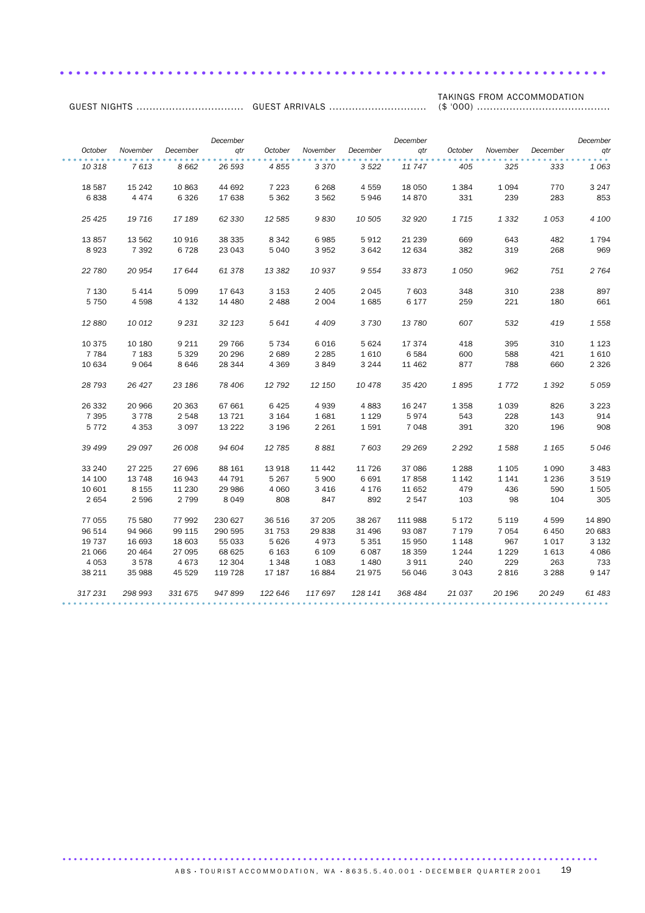| GUEST NIGHTS | | | | GUEST ARRIVALS | | | | TAKINGS FROM ACCOMMODATION ($ '000) | | | |
|---|---|---|---|---|---|---|---|---|---|---|---|
| *October* | *November* | *December* | *December qtr* | *October* | *November* | *December* | *December qtr* | *October* | *November* | *December* | *December qtr* |
| *10 318* | *7 613* | *8 662* | *26 593* | *4 855* | *3 370* | *3 522* | *11 747* | *405* | *325* | *333* | *1 063* |
| 18 587 | 15 242 | 10 863 | 44 692 | 7 223 | 6 268 | 4 559 | 18 050 | 1 384 | 1 094 | 770 | 3 247 |
| 6 838 | 4 474 | 6 326 | 17 638 | 5 362 | 3 562 | 5 946 | 14 870 | 331 | 239 | 283 | 853 |
| *25 425* | *19 716* | *17 189* | *62 330* | *12 585* | *9 830* | *10 505* | *32 920* | *1 715* | *1 332* | *1 053* | *4 100* |
| 13 857 | 13 562 | 10 916 | 38 335 | 8 342 | 6 985 | 5 912 | 21 239 | 669 | 643 | 482 | 1 794 |
| 8 923 | 7 392 | 6 728 | 23 043 | 5 040 | 3 952 | 3 642 | 12 634 | 382 | 319 | 268 | 969 |
| *22 780* | *20 954* | *17 644* | *61 378* | *13 382* | *10 937* | *9 554* | *33 873* | *1 050* | *962* | *751* | *2 764* |
| 7 130 | 5 414 | 5 099 | 17 643 | 3 153 | 2 405 | 2 045 | 7 603 | 348 | 310 | 238 | 897 |
| 5 750 | 4 598 | 4 132 | 14 480 | 2 488 | 2 004 | 1 685 | 6 177 | 259 | 221 | 180 | 661 |
| *12 880* | *10 012* | *9 231* | *32 123* | *5 641* | *4 409* | *3 730* | *13 780* | *607* | *532* | *419* | *1 558* |
| 10 375 | 10 180 | 9 211 | 29 766 | 5 734 | 6 016 | 5 624 | 17 374 | 418 | 395 | 310 | 1 123 |
| 7 784 | 7 183 | 5 329 | 20 296 | 2 689 | 2 285 | 1 610 | 6 584 | 600 | 588 | 421 | 1 610 |
| 10 634 | 9 064 | 8 646 | 28 344 | 4 369 | 3 849 | 3 244 | 11 462 | 877 | 788 | 660 | 2 326 |
| *28 793* | *26 427* | *23 186* | *78 406* | *12 792* | *12 150* | *10 478* | *35 420* | *1 895* | *1 772* | *1 392* | *5 059* |
| 26 332 | 20 966 | 20 363 | 67 661 | 6 425 | 4 939 | 4 883 | 16 247 | 1 358 | 1 039 | 826 | 3 223 |
| 7 395 | 3 778 | 2 548 | 13 721 | 3 164 | 1 681 | 1 129 | 5 974 | 543 | 228 | 143 | 914 |
| 5 772 | 4 353 | 3 097 | 13 222 | 3 196 | 2 261 | 1 591 | 7 048 | 391 | 320 | 196 | 908 |
| *39 499* | *29 097* | *26 008* | *94 604* | *12 785* | *8 881* | *7 603* | *29 269* | *2 292* | *1 588* | *1 165* | *5 046* |
| 33 240 | 27 225 | 27 696 | 88 161 | 13 918 | 11 442 | 11 726 | 37 086 | 1 288 | 1 105 | 1 090 | 3 483 |
| 14 100 | 13 748 | 16 943 | 44 791 | 5 267 | 5 900 | 6 691 | 17 858 | 1 142 | 1 141 | 1 236 | 3 519 |
| 10 601 | 8 155 | 11 230 | 29 986 | 4 060 | 3 416 | 4 176 | 11 652 | 479 | 436 | 590 | 1 505 |
| 2 654 | 2 596 | 2 799 | 8 049 | 808 | 847 | 892 | 2 547 | 103 | 98 | 104 | 305 |
| 77 055 | 75 580 | 77 992 | 230 627 | 36 516 | 37 205 | 38 267 | 111 988 | 5 172 | 5 119 | 4 599 | 14 890 |
| 96 514 | 94 966 | 99 115 | 290 595 | 31 753 | 29 838 | 31 496 | 93 087 | 7 179 | 7 054 | 6 450 | 20 683 |
| 19 737 | 16 693 | 18 603 | 55 033 | 5 626 | 4 973 | 5 351 | 15 950 | 1 148 | 967 | 1 017 | 3 132 |
| 21 066 | 20 464 | 27 095 | 68 625 | 6 163 | 6 109 | 6 087 | 18 359 | 1 244 | 1 229 | 1 613 | 4 086 |
| 4 053 | 3 578 | 4 673 | 12 304 | 1 348 | 1 083 | 1 480 | 3 911 | 240 | 229 | 263 | 733 |
| 38 211 | 35 988 | 45 529 | 119 728 | 17 187 | 16 884 | 21 975 | 56 046 | 3 043 | 2 816 | 3 288 | 9 147 |
| *317 231* | *298 993* | *331 675* | *947 899* | *122 646* | *117 697* | *128 141* | *368 484* | *21 037* | *20 196* | *20 249* | *61 483* |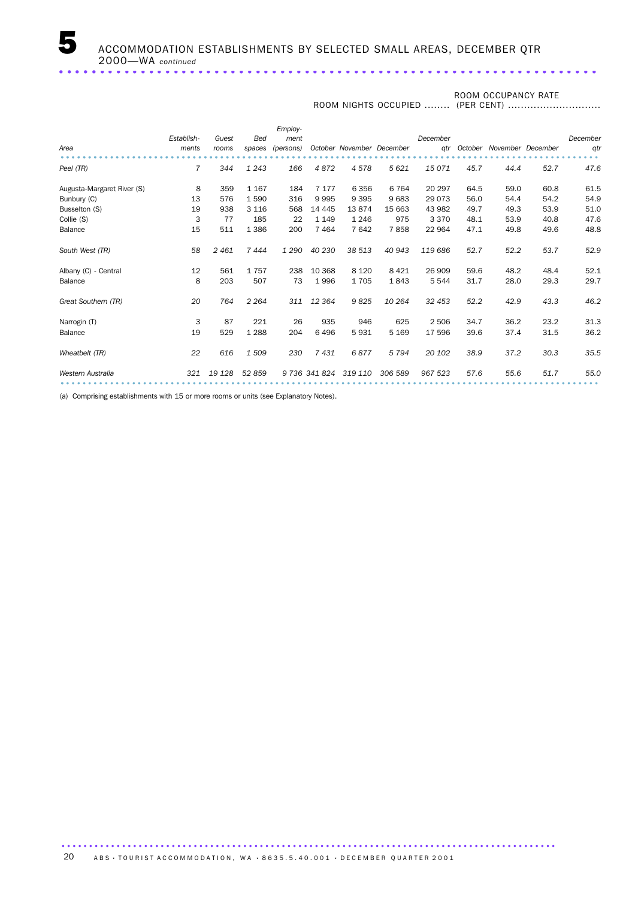# 5 ACCOMMODATION ESTABLISHMENTS BY SELECTED SMALL AREAS, DECEMBER QTR 2000—WA *continued*

| Area | Establish-ments | Guest rooms | Bed spaces | Employ-ment (persons) | ROOM NIGHTS OCCUPIED October | November | December | December qtr | ROOM OCCUPANCY RATE (PER CENT) October | November | December | December qtr |
|---|---|---|---|---|---|---|---|---|---|---|---|---|
| *Peel (TR)* | *7* | *344* | *1 243* | *166* | *4 872* | *4 578* | *5 621* | *15 071* | *45.7* | *44.4* | *52.7* | *47.6* |
| Augusta-Margaret River (S) | 8 | 359 | 1 167 | 184 | 7 177 | 6 356 | 6 764 | 20 297 | 64.5 | 59.0 | 60.8 | 61.5 |
| Bunbury (C) | 13 | 576 | 1 590 | 316 | 9 995 | 9 395 | 9 683 | 29 073 | 56.0 | 54.4 | 54.2 | 54.9 |
| Busselton (S) | 19 | 938 | 3 116 | 568 | 14 445 | 13 874 | 15 663 | 43 982 | 49.7 | 49.3 | 53.9 | 51.0 |
| Collie (S) | 3 | 77 | 185 | 22 | 1 149 | 1 246 | 975 | 3 370 | 48.1 | 53.9 | 40.8 | 47.6 |
| Balance | 15 | 511 | 1 386 | 200 | 7 464 | 7 642 | 7 858 | 22 964 | 47.1 | 49.8 | 49.6 | 48.8 |
| *South West (TR)* | *58* | *2 461* | *7 444* | *1 290* | *40 230* | *38 513* | *40 943* | *119 686* | *52.7* | *52.2* | *53.7* | *52.9* |
| Albany (C) - Central | 12 | 561 | 1 757 | 238 | 10 368 | 8 120 | 8 421 | 26 909 | 59.6 | 48.2 | 48.4 | 52.1 |
| Balance | 8 | 203 | 507 | 73 | 1 996 | 1 705 | 1 843 | 5 544 | 31.7 | 28.0 | 29.3 | 29.7 |
| *Great Southern (TR)* | *20* | *764* | *2 264* | *311* | *12 364* | *9 825* | *10 264* | *32 453* | *52.2* | *42.9* | *43.3* | *46.2* |
| Narrogin (T) | 3 | 87 | 221 | 26 | 935 | 946 | 625 | 2 506 | 34.7 | 36.2 | 23.2 | 31.3 |
| Balance | 19 | 529 | 1 288 | 204 | 6 496 | 5 931 | 5 169 | 17 596 | 39.6 | 37.4 | 31.5 | 36.2 |
| *Wheatbelt (TR)* | *22* | *616* | *1 509* | *230* | *7 431* | *6 877* | *5 794* | *20 102* | *38.9* | *37.2* | *30.3* | *35.5* |
| *Western Australia* | *321* | *19 128* | *52 859* | *9 736* | *341 824* | *319 110* | *306 589* | *967 523* | *57.6* | *55.6* | *51.7* | *55.0* |

(a) Comprising establishments with 15 or more rooms or units (see Explanatory Notes).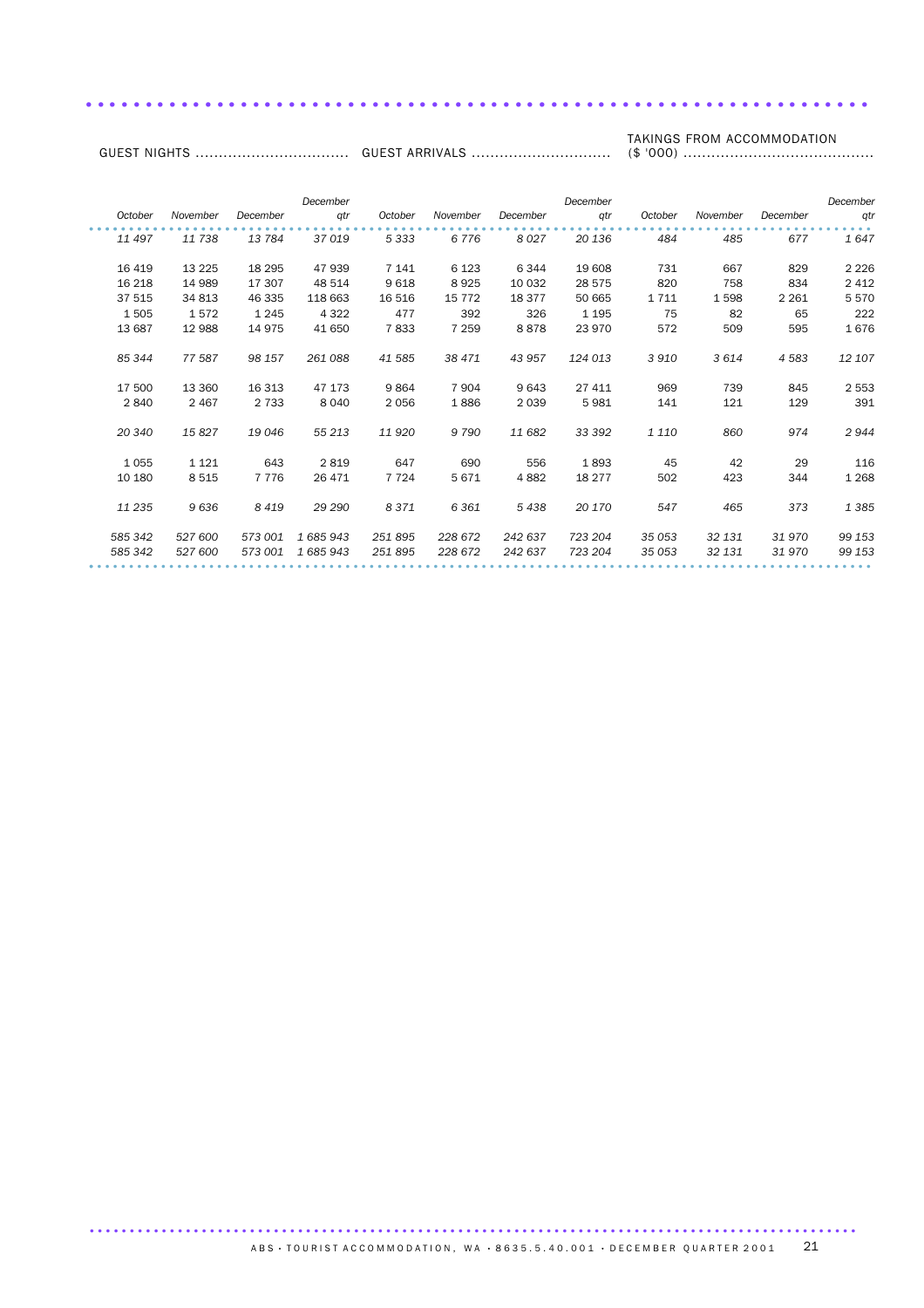| GUEST NIGHTS | | | | GUEST ARRIVALS | | | | TAKINGS FROM ACCOMMODATION ($ '000) | | | |
|---|---|---|---|---|---|---|---|---|---|---|---|
| *October* | *November* | *December* | *December qtr* | *October* | *November* | *December* | *December qtr* | *October* | *November* | *December* | *December qtr* |
| *11 497* | *11 738* | *13 784* | *37 019* | *5 333* | *6 776* | *8 027* | *20 136* | *484* | *485* | *677* | *1 647* |
| 16 419 | 13 225 | 18 295 | 47 939 | 7 141 | 6 123 | 6 344 | 19 608 | 731 | 667 | 829 | 2 226 |
| 16 218 | 14 989 | 17 307 | 48 514 | 9 618 | 8 925 | 10 032 | 28 575 | 820 | 758 | 834 | 2 412 |
| 37 515 | 34 813 | 46 335 | 118 663 | 16 516 | 15 772 | 18 377 | 50 665 | 1 711 | 1 598 | 2 261 | 5 570 |
| 1 505 | 1 572 | 1 245 | 4 322 | 477 | 392 | 326 | 1 195 | 75 | 82 | 65 | 222 |
| 13 687 | 12 988 | 14 975 | 41 650 | 7 833 | 7 259 | 8 878 | 23 970 | 572 | 509 | 595 | 1 676 |
| *85 344* | *77 587* | *98 157* | *261 088* | *41 585* | *38 471* | *43 957* | *124 013* | *3 910* | *3 614* | *4 583* | *12 107* |
| 17 500 | 13 360 | 16 313 | 47 173 | 9 864 | 7 904 | 9 643 | 27 411 | 969 | 739 | 845 | 2 553 |
| 2 840 | 2 467 | 2 733 | 8 040 | 2 056 | 1 886 | 2 039 | 5 981 | 141 | 121 | 129 | 391 |
| *20 340* | *15 827* | *19 046* | *55 213* | *11 920* | *9 790* | *11 682* | *33 392* | *1 110* | *860* | *974* | *2 944* |
| 1 055 | 1 121 | 643 | 2 819 | 647 | 690 | 556 | 1 893 | 45 | 42 | 29 | 116 |
| 10 180 | 8 515 | 7 776 | 26 471 | 7 724 | 5 671 | 4 882 | 18 277 | 502 | 423 | 344 | 1 268 |
| *11 235* | *9 636* | *8 419* | *29 290* | *8 371* | *6 361* | *5 438* | *20 170* | *547* | *465* | *373* | *1 385* |
| *585 342* | *527 600* | *573 001* | *1 685 943* | *251 895* | *228 672* | *242 637* | *723 204* | *35 053* | *32 131* | *31 970* | *99 153* |
| *585 342* | *527 600* | *573 001* | *1 685 943* | *251 895* | *228 672* | *242 637* | *723 204* | *35 053* | *32 131* | *31 970* | *99 153* |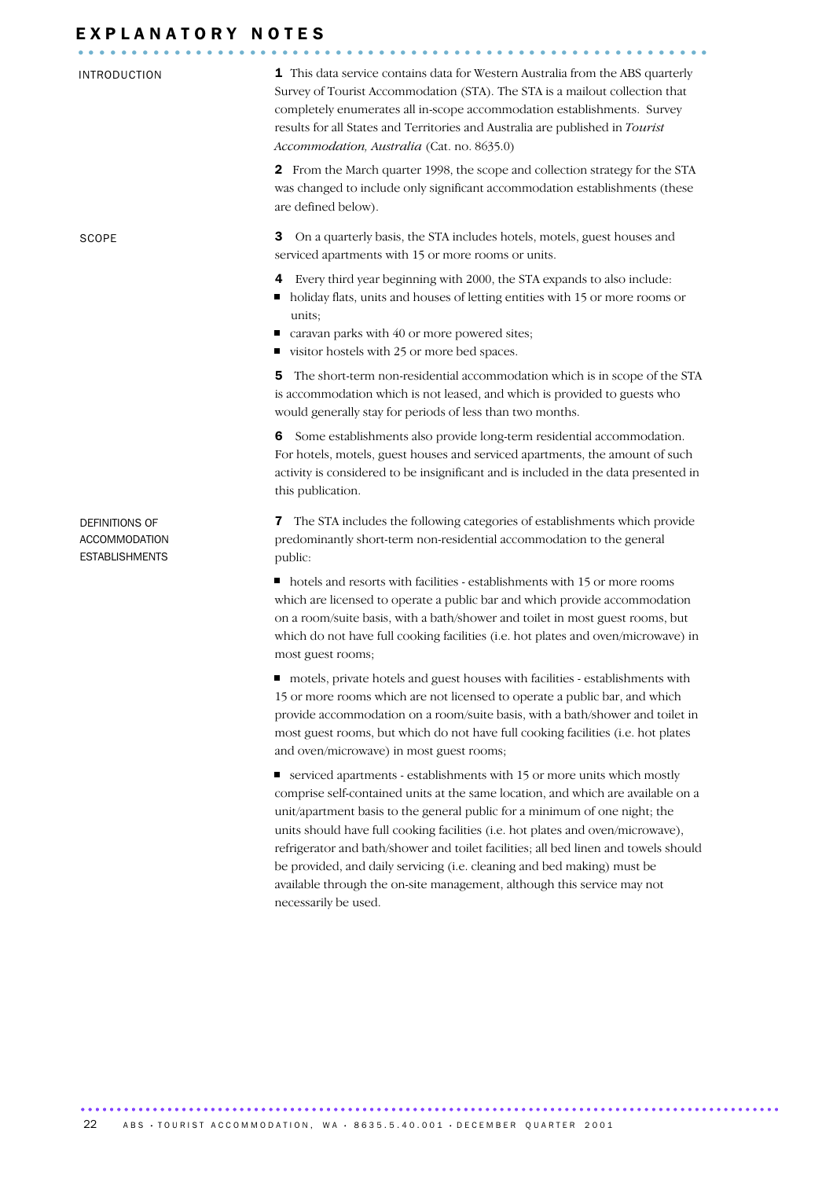# EXPLANATORY NOTES

## INTRODUCTION

**1** This data service contains data for Western Australia from the ABS quarterly Survey of Tourist Accommodation (STA). The STA is a mailout collection that completely enumerates all in-scope accommodation establishments. Survey results for all States and Territories and Australia are published in *Tourist Accommodation, Australia* (Cat. no. 8635.0)

**2** From the March quarter 1998, the scope and collection strategy for the STA was changed to include only significant accommodation establishments (these are defined below).

## SCOPE

**3** On a quarterly basis, the STA includes hotels, motels, guest houses and serviced apartments with 15 or more rooms or units.

**4** Every third year beginning with 2000, the STA expands to also include:

- holiday flats, units and houses of letting entities with 15 or more rooms or units;
- caravan parks with 40 or more powered sites;
- visitor hostels with 25 or more bed spaces.

**5** The short-term non-residential accommodation which is in scope of the STA is accommodation which is not leased, and which is provided to guests who would generally stay for periods of less than two months.

**6** Some establishments also provide long-term residential accommodation. For hotels, motels, guest houses and serviced apartments, the amount of such activity is considered to be insignificant and is included in the data presented in this publication.

## DEFINITIONS OF ACCOMMODATION ESTABLISHMENTS

**7** The STA includes the following categories of establishments which provide predominantly short-term non-residential accommodation to the general public:

- hotels and resorts with facilities - establishments with 15 or more rooms which are licensed to operate a public bar and which provide accommodation on a room/suite basis, with a bath/shower and toilet in most guest rooms, but which do not have full cooking facilities (i.e. hot plates and oven/microwave) in most guest rooms;

- motels, private hotels and guest houses with facilities - establishments with 15 or more rooms which are not licensed to operate a public bar, and which provide accommodation on a room/suite basis, with a bath/shower and toilet in most guest rooms, but which do not have full cooking facilities (i.e. hot plates and oven/microwave) in most guest rooms;

- serviced apartments - establishments with 15 or more units which mostly comprise self-contained units at the same location, and which are available on a unit/apartment basis to the general public for a minimum of one night; the units should have full cooking facilities (i.e. hot plates and oven/microwave), refrigerator and bath/shower and toilet facilities; all bed linen and towels should be provided, and daily servicing (i.e. cleaning and bed making) must be available through the on-site management, although this service may not necessarily be used.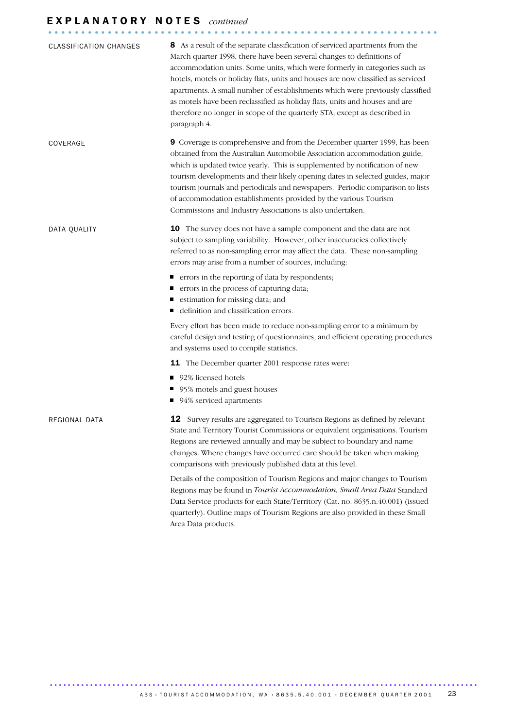# EXPLANATORY NOTES *continued*

### CLASSIFICATION CHANGES

**8** As a result of the separate classification of serviced apartments from the March quarter 1998, there have been several changes to definitions of accommodation units. Some units, which were formerly in categories such as hotels, motels or holiday flats, units and houses are now classified as serviced apartments. A small number of establishments which were previously classified as motels have been reclassified as holiday flats, units and houses and are therefore no longer in scope of the quarterly STA, except as described in paragraph 4.

### COVERAGE

**9** Coverage is comprehensive and from the December quarter 1999, has been obtained from the Australian Automobile Association accommodation guide, which is updated twice yearly. This is supplemented by notification of new tourism developments and their likely opening dates in selected guides, major tourism journals and periodicals and newspapers. Periodic comparison to lists of accommodation establishments provided by the various Tourism Commissions and Industry Associations is also undertaken.

### DATA QUALITY

**10** The survey does not have a sample component and the data are not subject to sampling variability. However, other inaccuracies collectively referred to as non-sampling error may affect the data. These non-sampling errors may arise from a number of sources, including:

- errors in the reporting of data by respondents;
- errors in the process of capturing data;
- estimation for missing data; and
- definition and classification errors.

Every effort has been made to reduce non-sampling error to a minimum by careful design and testing of questionnaires, and efficient operating procedures and systems used to compile statistics.

**11** The December quarter 2001 response rates were:

- 92% licensed hotels
- 95% motels and guest houses
- 94% serviced apartments

### REGIONAL DATA

**12** Survey results are aggregated to Tourism Regions as defined by relevant State and Territory Tourist Commissions or equivalent organisations. Tourism Regions are reviewed annually and may be subject to boundary and name changes. Where changes have occurred care should be taken when making comparisons with previously published data at this level.

Details of the composition of Tourism Regions and major changes to Tourism Regions may be found in *Tourist Accommodation, Small Area Data* Standard Data Service products for each State/Territory (Cat. no. 8635.n.40.001) (issued quarterly). Outline maps of Tourism Regions are also provided in these Small Area Data products.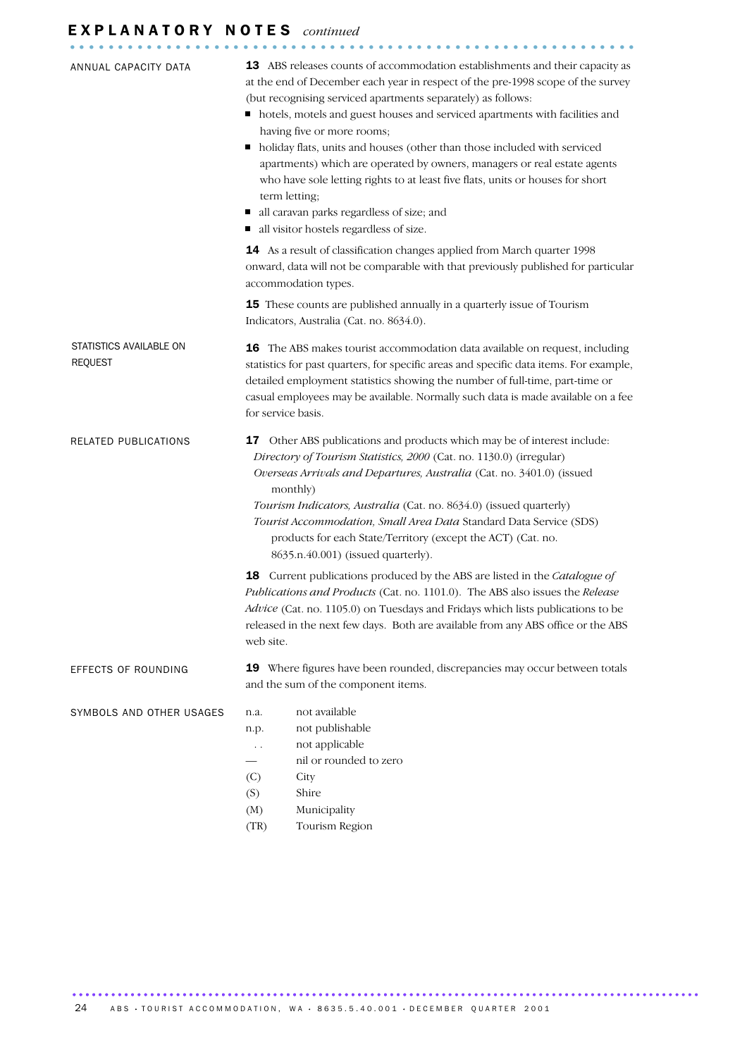# EXPLANATORY NOTES *continued*

## ANNUAL CAPACITY DATA

**13** ABS releases counts of accommodation establishments and their capacity as at the end of December each year in respect of the pre-1998 scope of the survey (but recognising serviced apartments separately) as follows:

- hotels, motels and guest houses and serviced apartments with facilities and having five or more rooms;
- holiday flats, units and houses (other than those included with serviced apartments) which are operated by owners, managers or real estate agents who have sole letting rights to at least five flats, units or houses for short term letting;
- all caravan parks regardless of size; and
- all visitor hostels regardless of size.

**14** As a result of classification changes applied from March quarter 1998 onward, data will not be comparable with that previously published for particular accommodation types.

**15** These counts are published annually in a quarterly issue of Tourism Indicators, Australia (Cat. no. 8634.0).

## STATISTICS AVAILABLE ON REQUEST

**16** The ABS makes tourist accommodation data available on request, including statistics for past quarters, for specific areas and specific data items. For example, detailed employment statistics showing the number of full-time, part-time or casual employees may be available. Normally such data is made available on a fee for service basis.

## RELATED PUBLICATIONS

**17** Other ABS publications and products which may be of interest include:

*Directory of Tourism Statistics, 2000* (Cat. no. 1130.0) (irregular)

*Overseas Arrivals and Departures, Australia* (Cat. no. 3401.0) (issued monthly)

*Tourism Indicators, Australia* (Cat. no. 8634.0) (issued quarterly)

*Tourist Accommodation, Small Area Data* Standard Data Service (SDS) products for each State/Territory (except the ACT) (Cat. no. 8635.n.40.001) (issued quarterly).

**18** Current publications produced by the ABS are listed in the *Catalogue of Publications and Products* (Cat. no. 1101.0). The ABS also issues the *Release Advice* (Cat. no. 1105.0) on Tuesdays and Fridays which lists publications to be released in the next few days. Both are available from any ABS office or the ABS web site.

## EFFECTS OF ROUNDING

**19** Where figures have been rounded, discrepancies may occur between totals and the sum of the component items.

## SYMBOLS AND OTHER USAGES

| | |
|---|---|
| n.a. | not available |
| n.p. | not publishable |
| .. | not applicable |
| — | nil or rounded to zero |
| (C) | City |
| (S) | Shire |
| (M) | Municipality |
| (TR) | Tourism Region |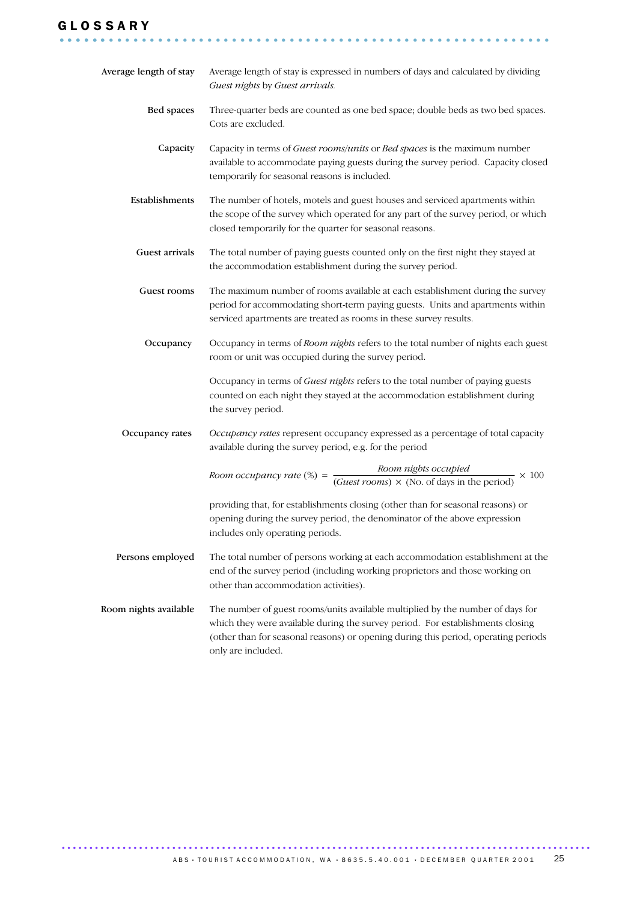# GLOSSARY

**Average length of stay**
Average length of stay is expressed in numbers of days and calculated by dividing *Guest nights* by *Guest arrivals.*

**Bed spaces**
Three-quarter beds are counted as one bed space; double beds as two bed spaces. Cots are excluded.

**Capacity**
Capacity in terms of *Guest rooms/units* or *Bed spaces* is the maximum number available to accommodate paying guests during the survey period. Capacity closed temporarily for seasonal reasons is included.

**Establishments**
The number of hotels, motels and guest houses and serviced apartments within the scope of the survey which operated for any part of the survey period, or which closed temporarily for the quarter for seasonal reasons.

**Guest arrivals**
The total number of paying guests counted only on the first night they stayed at the accommodation establishment during the survey period.

**Guest rooms**
The maximum number of rooms available at each establishment during the survey period for accommodating short-term paying guests. Units and apartments within serviced apartments are treated as rooms in these survey results.

**Occupancy**
Occupancy in terms of *Room nights* refers to the total number of nights each guest room or unit was occupied during the survey period.

Occupancy in terms of *Guest nights* refers to the total number of paying guests counted on each night they stayed at the accommodation establishment during the survey period.

**Occupancy rates**
*Occupancy rates* represent occupancy expressed as a percentage of total capacity available during the survey period, e.g. for the period

$$\textit{Room occupancy rate}\ (\%) = \frac{\textit{Room nights occupied}}{(\textit{Guest rooms}) \times (\text{No. of days in the period})} \times 100$$

providing that, for establishments closing (other than for seasonal reasons) or opening during the survey period, the denominator of the above expression includes only operating periods.

**Persons employed**
The total number of persons working at each accommodation establishment at the end of the survey period (including working proprietors and those working on other than accommodation activities).

**Room nights available**
The number of guest rooms/units available multiplied by the number of days for which they were available during the survey period. For establishments closing (other than for seasonal reasons) or opening during this period, operating periods only are included.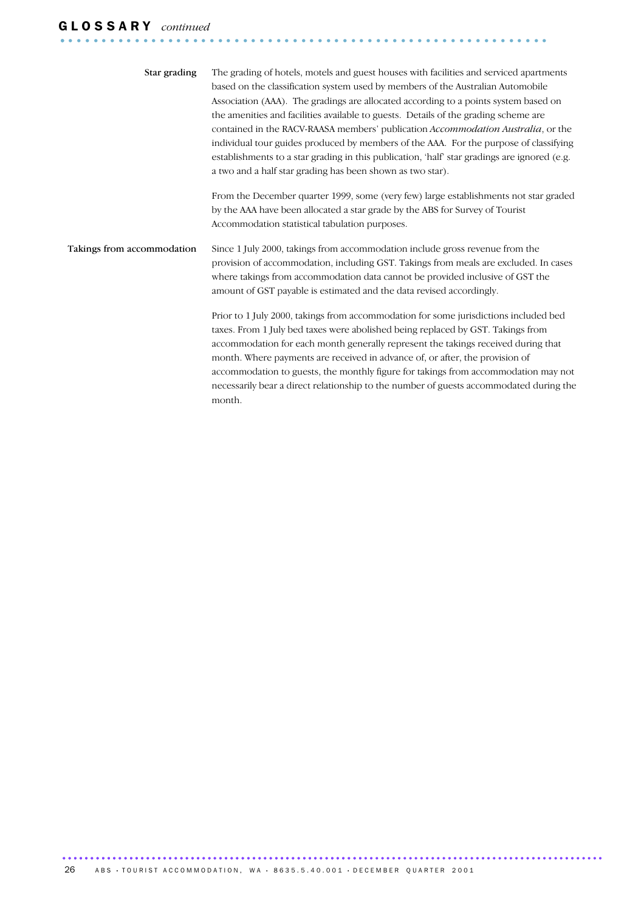## GLOSSARY *continued*

**Star grading**

The grading of hotels, motels and guest houses with facilities and serviced apartments based on the classification system used by members of the Australian Automobile Association (AAA). The gradings are allocated according to a points system based on the amenities and facilities available to guests. Details of the grading scheme are contained in the RACV-RAASA members' publication *Accommodation Australia*, or the individual tour guides produced by members of the AAA. For the purpose of classifying establishments to a star grading in this publication, 'half' star gradings are ignored (e.g. a two and a half star grading has been shown as two star).

From the December quarter 1999, some (very few) large establishments not star graded by the AAA have been allocated a star grade by the ABS for Survey of Tourist Accommodation statistical tabulation purposes.

**Takings from accommodation**

Since 1 July 2000, takings from accommodation include gross revenue from the provision of accommodation, including GST. Takings from meals are excluded. In cases where takings from accommodation data cannot be provided inclusive of GST the amount of GST payable is estimated and the data revised accordingly.

Prior to 1 July 2000, takings from accommodation for some jurisdictions included bed taxes. From 1 July bed taxes were abolished being replaced by GST. Takings from accommodation for each month generally represent the takings received during that month. Where payments are received in advance of, or after, the provision of accommodation to guests, the monthly figure for takings from accommodation may not necessarily bear a direct relationship to the number of guests accommodated during the month.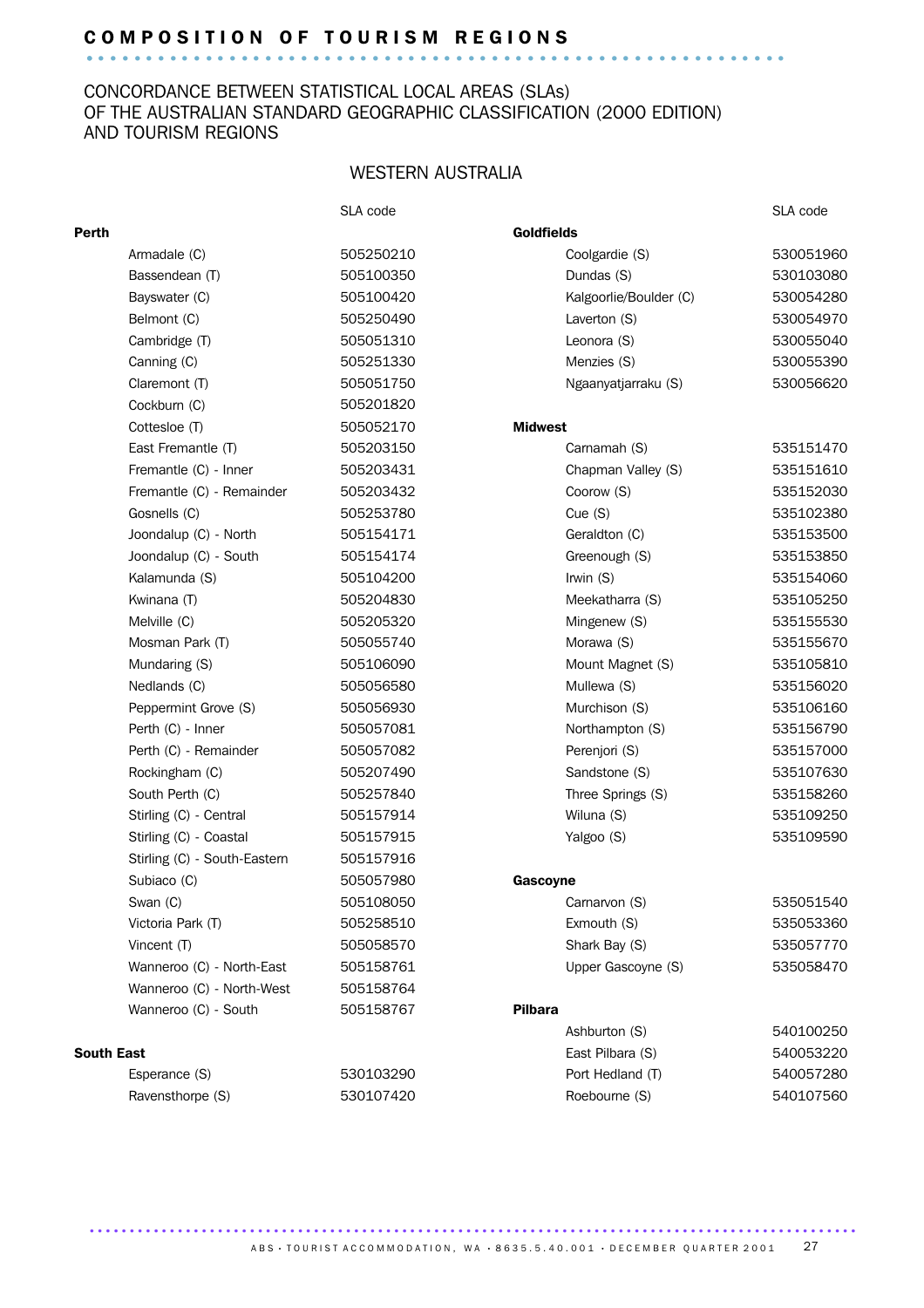# COMPOSITION OF TOURISM REGIONS

## CONCORDANCE BETWEEN STATISTICAL LOCAL AREAS (SLAs) OF THE AUSTRALIAN STANDARD GEOGRAPHIC CLASSIFICATION (2000 EDITION) AND TOURISM REGIONS

### WESTERN AUSTRALIA

| | SLA code |
|---|---|
| **Perth** | |
| Armadale (C) | 505250210 |
| Bassendean (T) | 505100350 |
| Bayswater (C) | 505100420 |
| Belmont (C) | 505250490 |
| Cambridge (T) | 505051310 |
| Canning (C) | 505251330 |
| Claremont (T) | 505051750 |
| Cockburn (C) | 505201820 |
| Cottesloe (T) | 505052170 |
| East Fremantle (T) | 505203150 |
| Fremantle (C) - Inner | 505203431 |
| Fremantle (C) - Remainder | 505203432 |
| Gosnells (C) | 505253780 |
| Joondalup (C) - North | 505154171 |
| Joondalup (C) - South | 505154174 |
| Kalamunda (S) | 505104200 |
| Kwinana (T) | 505204830 |
| Melville (C) | 505205320 |
| Mosman Park (T) | 505055740 |
| Mundaring (S) | 505106090 |
| Nedlands (C) | 505056580 |
| Peppermint Grove (S) | 505056930 |
| Perth (C) - Inner | 505057081 |
| Perth (C) - Remainder | 505057082 |
| Rockingham (C) | 505207490 |
| South Perth (C) | 505257840 |
| Stirling (C) - Central | 505157914 |
| Stirling (C) - Coastal | 505157915 |
| Stirling (C) - South-Eastern | 505157916 |
| Subiaco (C) | 505057980 |
| Swan (C) | 505108050 |
| Victoria Park (T) | 505258510 |
| Vincent (T) | 505058570 |
| Wanneroo (C) - North-East | 505158761 |
| Wanneroo (C) - North-West | 505158764 |
| Wanneroo (C) - South | 505158767 |
| **South East** | |
| Esperance (S) | 530103290 |
| Ravensthorpe (S) | 530107420 |
| **Goldfields** | |
| Coolgardie (S) | 530051960 |
| Dundas (S) | 530103080 |
| Kalgoorlie/Boulder (C) | 530054280 |
| Laverton (S) | 530054970 |
| Leonora (S) | 530055040 |
| Menzies (S) | 530055390 |
| Ngaanyatjarraku (S) | 530056620 |
| **Midwest** | |
| Carnamah (S) | 535151470 |
| Chapman Valley (S) | 535151610 |
| Coorow (S) | 535152030 |
| Cue (S) | 535102380 |
| Geraldton (C) | 535153500 |
| Greenough (S) | 535153850 |
| Irwin (S) | 535154060 |
| Meekatharra (S) | 535105250 |
| Mingenew (S) | 535155530 |
| Morawa (S) | 535155670 |
| Mount Magnet (S) | 535105810 |
| Mullewa (S) | 535156020 |
| Murchison (S) | 535106160 |
| Northampton (S) | 535156790 |
| Perenjori (S) | 535157000 |
| Sandstone (S) | 535107630 |
| Three Springs (S) | 535158260 |
| Wiluna (S) | 535109250 |
| Yalgoo (S) | 535109590 |
| **Gascoyne** | |
| Carnarvon (S) | 535051540 |
| Exmouth (S) | 535053360 |
| Shark Bay (S) | 535057770 |
| Upper Gascoyne (S) | 535058470 |
| **Pilbara** | |
| Ashburton (S) | 540100250 |
| East Pilbara (S) | 540053220 |
| Port Hedland (T) | 540057280 |
| Roebourne (S) | 540107560 |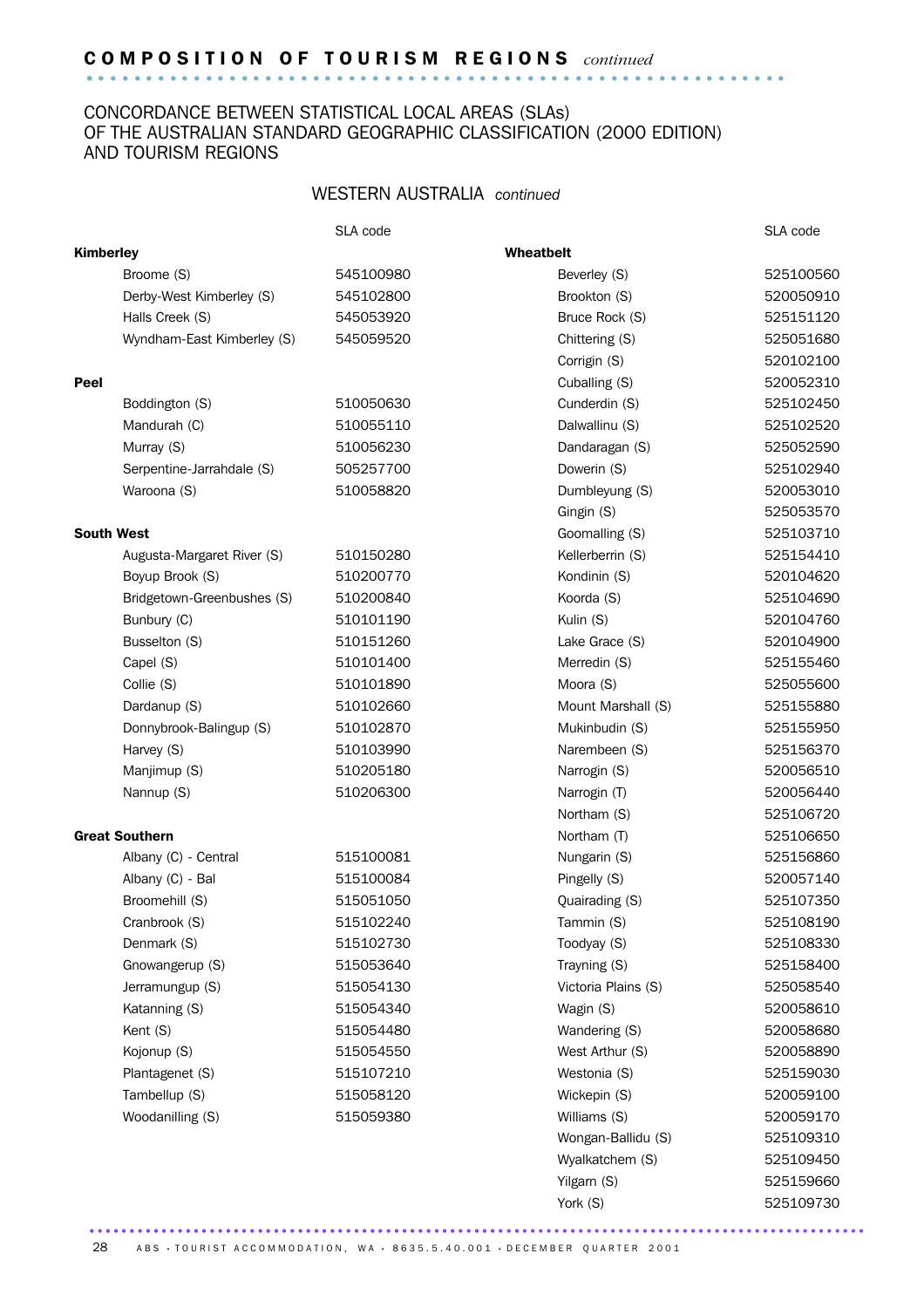## COMPOSITION OF TOURISM REGIONS *continued*

CONCORDANCE BETWEEN STATISTICAL LOCAL AREAS (SLAs) OF THE AUSTRALIAN STANDARD GEOGRAPHIC CLASSIFICATION (2000 EDITION) AND TOURISM REGIONS

### WESTERN AUSTRALIA *continued*

| | SLA code |
|---|---|
| **Kimberley** | |
| Broome (S) | 545100980 |
| Derby-West Kimberley (S) | 545102800 |
| Halls Creek (S) | 545053920 |
| Wyndham-East Kimberley (S) | 545059520 |
| **Peel** | |
| Boddington (S) | 510050630 |
| Mandurah (C) | 510055110 |
| Murray (S) | 510056230 |
| Serpentine-Jarrahdale (S) | 505257700 |
| Waroona (S) | 510058820 |
| **South West** | |
| Augusta-Margaret River (S) | 510150280 |
| Boyup Brook (S) | 510200770 |
| Bridgetown-Greenbushes (S) | 510200840 |
| Bunbury (C) | 510101190 |
| Busselton (S) | 510151260 |
| Capel (S) | 510101400 |
| Collie (S) | 510101890 |
| Dardanup (S) | 510102660 |
| Donnybrook-Balingup (S) | 510102870 |
| Harvey (S) | 510103990 |
| Manjimup (S) | 510205180 |
| Nannup (S) | 510206300 |
| **Great Southern** | |
| Albany (C) - Central | 515100081 |
| Albany (C) - Bal | 515100084 |
| Broomehill (S) | 515051050 |
| Cranbrook (S) | 515102240 |
| Denmark (S) | 515102730 |
| Gnowangerup (S) | 515053640 |
| Jerramungup (S) | 515054130 |
| Katanning (S) | 515054340 |
| Kent (S) | 515054480 |
| Kojonup (S) | 515054550 |
| Plantagenet (S) | 515107210 |
| Tambellup (S) | 515058120 |
| Woodanilling (S) | 515059380 |

| | SLA code |
|---|---|
| **Wheatbelt** | |
| Beverley (S) | 525100560 |
| Brookton (S) | 520050910 |
| Bruce Rock (S) | 525151120 |
| Chittering (S) | 525051680 |
| Corrigin (S) | 520102100 |
| Cuballing (S) | 520052310 |
| Cunderdin (S) | 525102450 |
| Dalwallinu (S) | 525102520 |
| Dandaragan (S) | 525052590 |
| Dowerin (S) | 525102940 |
| Dumbleyung (S) | 520053010 |
| Gingin (S) | 525053570 |
| Goomalling (S) | 525103710 |
| Kellerberrin (S) | 525154410 |
| Kondinin (S) | 520104620 |
| Koorda (S) | 525104690 |
| Kulin (S) | 520104760 |
| Lake Grace (S) | 520104900 |
| Merredin (S) | 525155460 |
| Moora (S) | 525055600 |
| Mount Marshall (S) | 525155880 |
| Mukinbudin (S) | 525155950 |
| Narembeen (S) | 525156370 |
| Narrogin (S) | 520056510 |
| Narrogin (T) | 520056440 |
| Northam (S) | 525106720 |
| Northam (T) | 525106650 |
| Nungarin (S) | 525156860 |
| Pingelly (S) | 520057140 |
| Quairading (S) | 525107350 |
| Tammin (S) | 525108190 |
| Toodyay (S) | 525108330 |
| Trayning (S) | 525158400 |
| Victoria Plains (S) | 525058540 |
| Wagin (S) | 520058610 |
| Wandering (S) | 520058680 |
| West Arthur (S) | 520058890 |
| Westonia (S) | 525159030 |
| Wickepin (S) | 520059100 |
| Williams (S) | 520059170 |
| Wongan-Ballidu (S) | 525109310 |
| Wyalkatchem (S) | 525109450 |
| Yilgarn (S) | 525159660 |
| York (S) | 525109730 |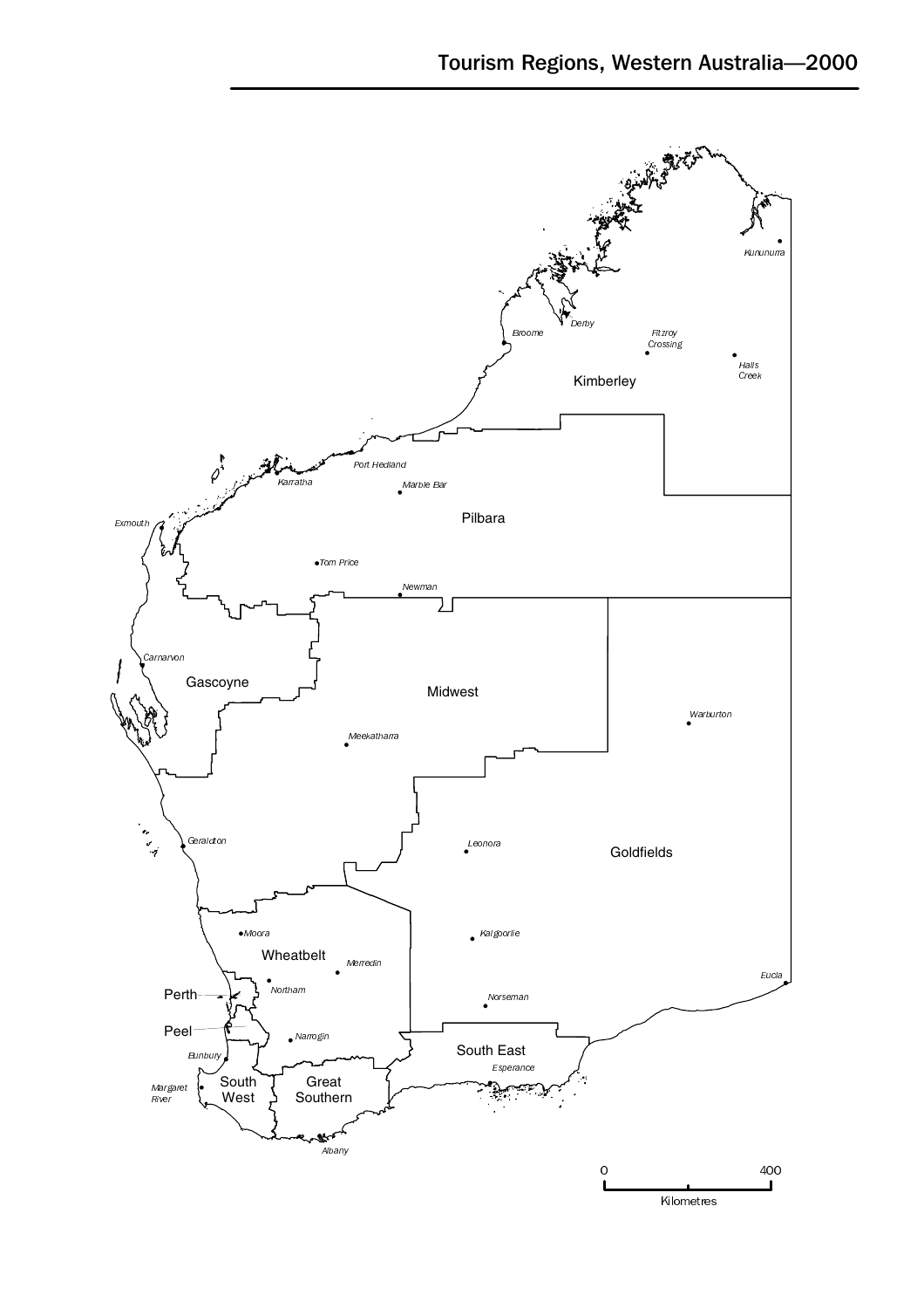# Tourism Regions, Western Australia—2000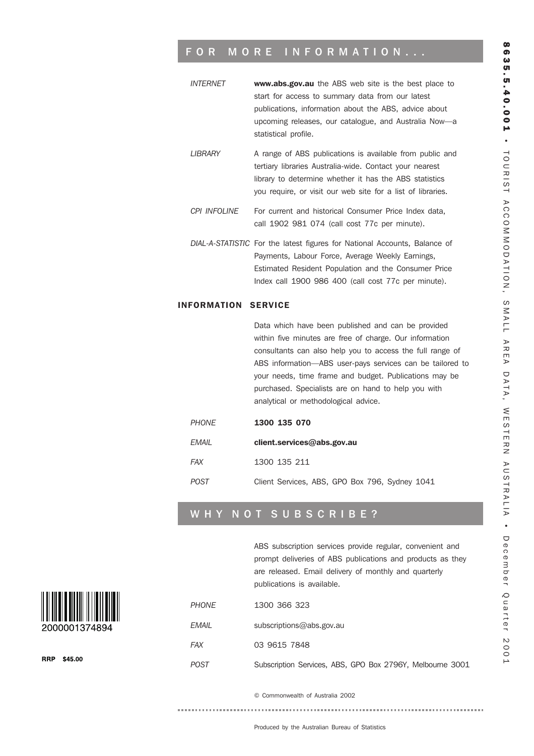## FOR MORE INFORMATION...

| | |
|---|---|
| *INTERNET* | **www.abs.gov.au** the ABS web site is the best place to start for access to summary data from our latest publications, information about the ABS, advice about upcoming releases, our catalogue, and Australia Now—a statistical profile. |
| *LIBRARY* | A range of ABS publications is available from public and tertiary libraries Australia-wide. Contact your nearest library to determine whether it has the ABS statistics you require, or visit our web site for a list of libraries. |
| *CPI INFOLINE* | For current and historical Consumer Price Index data, call 1902 981 074 (call cost 77c per minute). |
| *DIAL-A-STATISTIC* | For the latest figures for National Accounts, Balance of Payments, Labour Force, Average Weekly Earnings, Estimated Resident Population and the Consumer Price Index call 1900 986 400 (call cost 77c per minute). |

### INFORMATION SERVICE

Data which have been published and can be provided within five minutes are free of charge. Our information consultants can also help you to access the full range of ABS information—ABS user-pays services can be tailored to your needs, time frame and budget. Publications may be purchased. Specialists are on hand to help you with analytical or methodological advice.

| | |
|---|---|
| *PHONE* | **1300 135 070** |
| *EMAIL* | **client.services@abs.gov.au** |
| *FAX* | 1300 135 211 |
| *POST* | Client Services, ABS, GPO Box 796, Sydney 1041 |

## WHY NOT SUBSCRIBE?

ABS subscription services provide regular, convenient and prompt deliveries of ABS publications and products as they are released. Email delivery of monthly and quarterly publications is available.

| | |
|---|---|
| *PHONE* | 1300 366 323 |
| *EMAIL* | subscriptions@abs.gov.au |
| *FAX* | 03 9615 7848 |
| *POST* | Subscription Services, ABS, GPO Box 2796Y, Melbourne 3001 |

2000001374894

**RRP $45.00**

© Commonwealth of Australia 2002

Produced by the Australian Bureau of Statistics

**8635.5.40.001** • TOURIST ACCOMMODATION, SMALL AREA DATA, WESTERN AUSTRALIA • December Quarter 2001